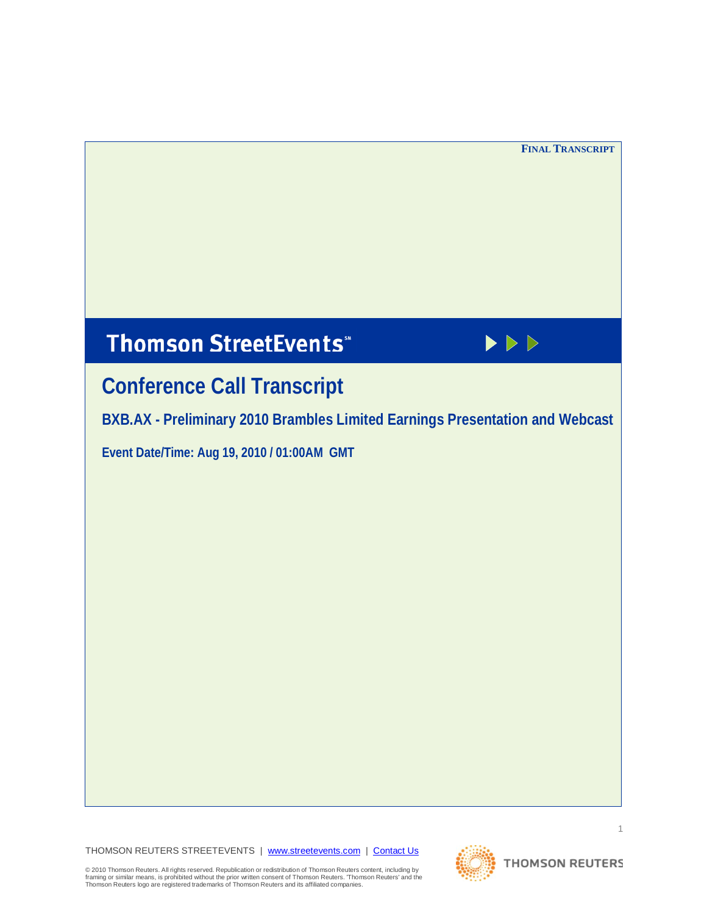**FINAL TRANSCRIPT**

# Thomson StreetEvents℠

## Conference Call Transcript

### BXB.AX - Preliminary 2010 Brambles Limited Earnings Presentation and Webcast

**Event Date/Time: Aug 19, 2010 / 01:00AM GMT**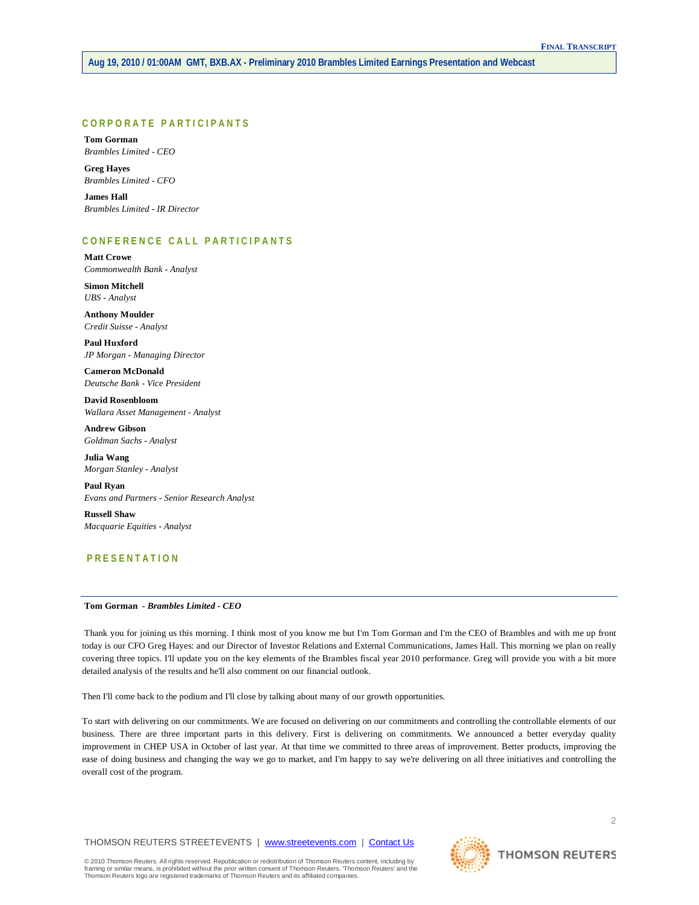## CORPORATE PARTICIPANTS

**Tom Gorman**
*Brambles Limited - CEO*

**Greg Hayes**
*Brambles Limited - CFO*

**James Hall**
*Brambles Limited - IR Director*

## CONFERENCE CALL PARTICIPANTS

**Matt Crowe**
*Commonwealth Bank - Analyst*

**Simon Mitchell**
*UBS - Analyst*

**Anthony Moulder**
*Credit Suisse - Analyst*

**Paul Huxford**
*JP Morgan - Managing Director*

**Cameron McDonald**
*Deutsche Bank - Vice President*

**David Rosenbloom**
*Wallara Asset Management - Analyst*

**Andrew Gibson**
*Goldman Sachs - Analyst*

**Julia Wang**
*Morgan Stanley - Analyst*

**Paul Ryan**
*Evans and Partners - Senior Research Analyst*

**Russell Shaw**
*Macquarie Equities - Analyst*

## PRESENTATION

---

**Tom Gorman** - ***Brambles Limited - CEO***

Thank you for joining us this morning. I think most of you know me but I'm Tom Gorman and I'm the CEO of Brambles and with me up front today is our CFO Greg Hayes: and our Director of Investor Relations and External Communications, James Hall. This morning we plan on really covering three topics. I'll update you on the key elements of the Brambles fiscal year 2010 performance. Greg will provide you with a bit more detailed analysis of the results and he'll also comment on our financial outlook.

Then I'll come back to the podium and I'll close by talking about many of our growth opportunities.

To start with delivering on our commitments. We are focused on delivering on our commitments and controlling the controllable elements of our business. There are three important parts in this delivery. First is delivering on commitments. We announced a better everyday quality improvement in CHEP USA in October of last year. At that time we committed to three areas of improvement. Better products, improving the ease of doing business and changing the way we go to market, and I'm happy to say we're delivering on all three initiatives and controlling the overall cost of the program.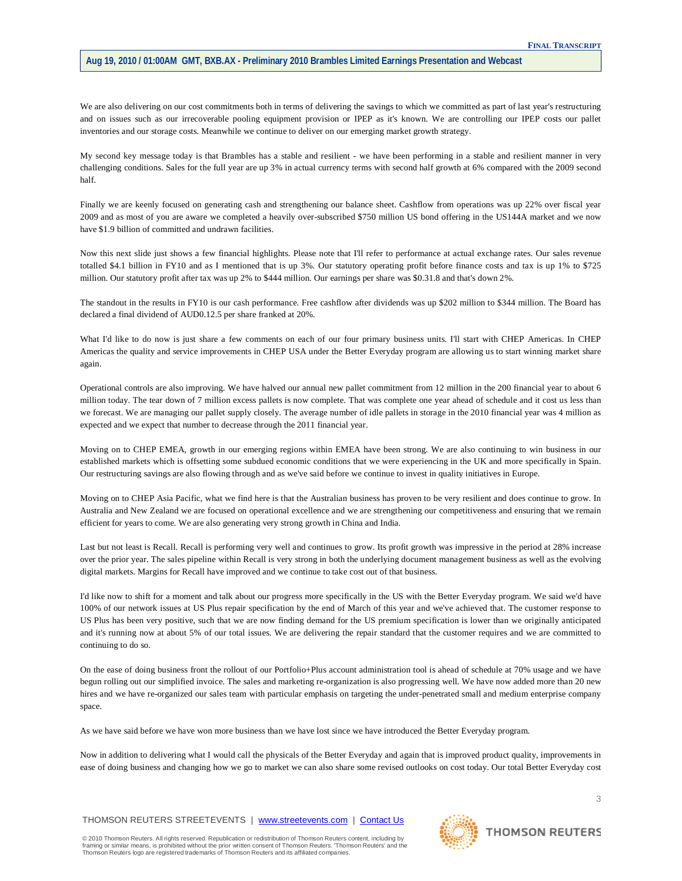We are also delivering on our cost commitments both in terms of delivering the savings to which we committed as part of last year's restructuring and on issues such as our irrecoverable pooling equipment provision or IPEP as it's known. We are controlling our IPEP costs our pallet inventories and our storage costs. Meanwhile we continue to deliver on our emerging market growth strategy.

My second key message today is that Brambles has a stable and resilient - we have been performing in a stable and resilient manner in very challenging conditions. Sales for the full year are up 3% in actual currency terms with second half growth at 6% compared with the 2009 second half.

Finally we are keenly focused on generating cash and strengthening our balance sheet. Cashflow from operations was up 22% over fiscal year 2009 and as most of you are aware we completed a heavily over-subscribed $750 million US bond offering in the US144A market and we now have $1.9 billion of committed and undrawn facilities.

Now this next slide just shows a few financial highlights. Please note that I'll refer to performance at actual exchange rates. Our sales revenue totalled $4.1 billion in FY10 and as I mentioned that is up 3%. Our statutory operating profit before finance costs and tax is up 1% to $725 million. Our statutory profit after tax was up 2% to $444 million. Our earnings per share was $0.31.8 and that's down 2%.

The standout in the results in FY10 is our cash performance. Free cashflow after dividends was up $202 million to $344 million. The Board has declared a final dividend of AUD0.12.5 per share franked at 20%.

What I'd like to do now is just share a few comments on each of our four primary business units. I'll start with CHEP Americas. In CHEP Americas the quality and service improvements in CHEP USA under the Better Everyday program are allowing us to start winning market share again.

Operational controls are also improving. We have halved our annual new pallet commitment from 12 million in the 200 financial year to about 6 million today. The tear down of 7 million excess pallets is now complete. That was complete one year ahead of schedule and it cost us less than we forecast. We are managing our pallet supply closely. The average number of idle pallets in storage in the 2010 financial year was 4 million as expected and we expect that number to decrease through the 2011 financial year.

Moving on to CHEP EMEA, growth in our emerging regions within EMEA have been strong. We are also continuing to win business in our established markets which is offsetting some subdued economic conditions that we were experiencing in the UK and more specifically in Spain. Our restructuring savings are also flowing through and as we've said before we continue to invest in quality initiatives in Europe.

Moving on to CHEP Asia Pacific, what we find here is that the Australian business has proven to be very resilient and does continue to grow. In Australia and New Zealand we are focused on operational excellence and we are strengthening our competitiveness and ensuring that we remain efficient for years to come. We are also generating very strong growth in China and India.

Last but not least is Recall. Recall is performing very well and continues to grow. Its profit growth was impressive in the period at 28% increase over the prior year. The sales pipeline within Recall is very strong in both the underlying document management business as well as the evolving digital markets. Margins for Recall have improved and we continue to take cost out of that business.

I'd like now to shift for a moment and talk about our progress more specifically in the US with the Better Everyday program. We said we'd have 100% of our network issues at US Plus repair specification by the end of March of this year and we've achieved that. The customer response to US Plus has been very positive, such that we are now finding demand for the US premium specification is lower than we originally anticipated and it's running now at about 5% of our total issues. We are delivering the repair standard that the customer requires and we are committed to continuing to do so.

On the ease of doing business front the rollout of our Portfolio+Plus account administration tool is ahead of schedule at 70% usage and we have begun rolling out our simplified invoice. The sales and marketing re-organization is also progressing well. We have now added more than 20 new hires and we have re-organized our sales team with particular emphasis on targeting the under-penetrated small and medium enterprise company space.

As we have said before we have won more business than we have lost since we have introduced the Better Everyday program.

Now in addition to delivering what I would call the physicals of the Better Everyday and again that is improved product quality, improvements in ease of doing business and changing how we go to market we can also share some revised outlooks on cost today. Our total Better Everyday cost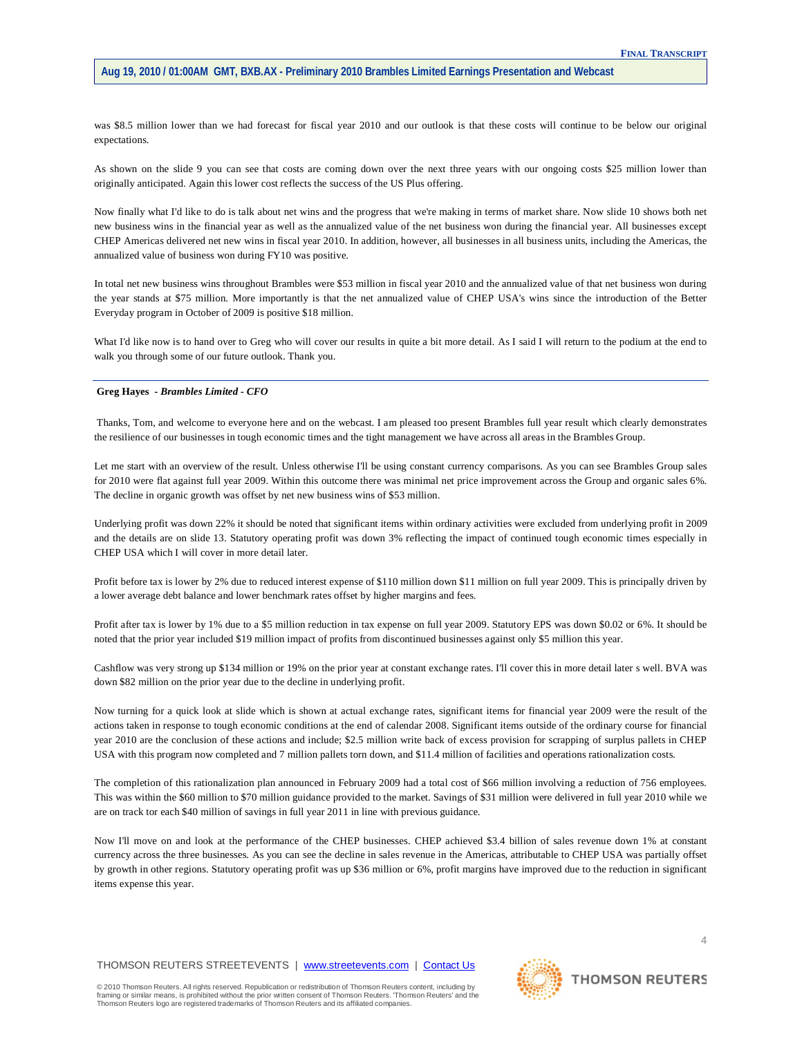was $8.5 million lower than we had forecast for fiscal year 2010 and our outlook is that these costs will continue to be below our original expectations.

As shown on the slide 9 you can see that costs are coming down over the next three years with our ongoing costs $25 million lower than originally anticipated. Again this lower cost reflects the success of the US Plus offering.

Now finally what I'd like to do is talk about net wins and the progress that we're making in terms of market share. Now slide 10 shows both net new business wins in the financial year as well as the annualized value of the net business won during the financial year. All businesses except CHEP Americas delivered net new wins in fiscal year 2010. In addition, however, all businesses in all business units, including the Americas, the annualized value of business won during FY10 was positive.

In total net new business wins throughout Brambles were $53 million in fiscal year 2010 and the annualized value of that net business won during the year stands at $75 million. More importantly is that the net annualized value of CHEP USA's wins since the introduction of the Better Everyday program in October of 2009 is positive $18 million.

What I'd like now is to hand over to Greg who will cover our results in quite a bit more detail. As I said I will return to the podium at the end to walk you through some of our future outlook. Thank you.

---

**Greg Hayes** - ***Brambles Limited - CFO***

Thanks, Tom, and welcome to everyone here and on the webcast. I am pleased too present Brambles full year result which clearly demonstrates the resilience of our businesses in tough economic times and the tight management we have across all areas in the Brambles Group.

Let me start with an overview of the result. Unless otherwise I'll be using constant currency comparisons. As you can see Brambles Group sales for 2010 were flat against full year 2009. Within this outcome there was minimal net price improvement across the Group and organic sales 6%. The decline in organic growth was offset by net new business wins of $53 million.

Underlying profit was down 22% it should be noted that significant items within ordinary activities were excluded from underlying profit in 2009 and the details are on slide 13. Statutory operating profit was down 3% reflecting the impact of continued tough economic times especially in CHEP USA which I will cover in more detail later.

Profit before tax is lower by 2% due to reduced interest expense of $110 million down $11 million on full year 2009. This is principally driven by a lower average debt balance and lower benchmark rates offset by higher margins and fees.

Profit after tax is lower by 1% due to a $5 million reduction in tax expense on full year 2009. Statutory EPS was down $0.02 or 6%. It should be noted that the prior year included $19 million impact of profits from discontinued businesses against only $5 million this year.

Cashflow was very strong up $134 million or 19% on the prior year at constant exchange rates. I'll cover this in more detail later s well. BVA was down $82 million on the prior year due to the decline in underlying profit.

Now turning for a quick look at slide which is shown at actual exchange rates, significant items for financial year 2009 were the result of the actions taken in response to tough economic conditions at the end of calendar 2008. Significant items outside of the ordinary course for financial year 2010 are the conclusion of these actions and include; $2.5 million write back of excess provision for scrapping of surplus pallets in CHEP USA with this program now completed and 7 million pallets torn down, and $11.4 million of facilities and operations rationalization costs.

The completion of this rationalization plan announced in February 2009 had a total cost of $66 million involving a reduction of 756 employees. This was within the $60 million to $70 million guidance provided to the market. Savings of $31 million were delivered in full year 2010 while we are on track tor each $40 million of savings in full year 2011 in line with previous guidance.

Now I'll move on and look at the performance of the CHEP businesses. CHEP achieved $3.4 billion of sales revenue down 1% at constant currency across the three businesses. As you can see the decline in sales revenue in the Americas, attributable to CHEP USA was partially offset by growth in other regions. Statutory operating profit was up $36 million or 6%, profit margins have improved due to the reduction in significant items expense this year.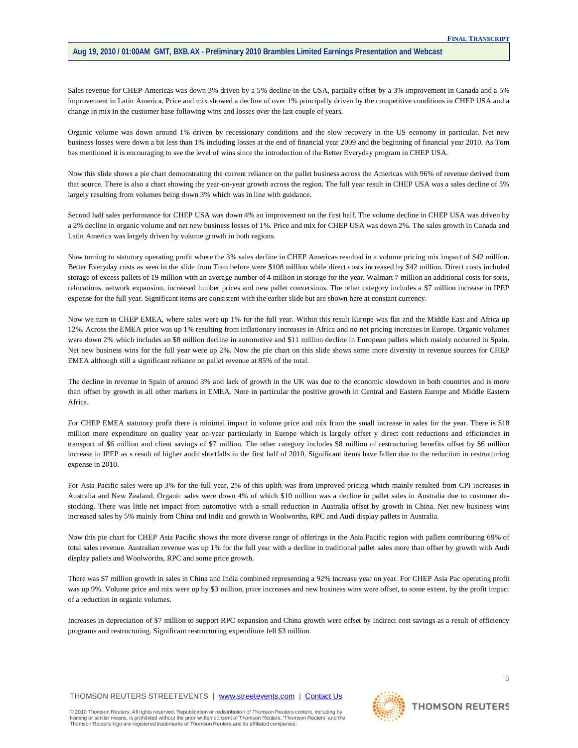Sales revenue for CHEP Americas was down 3% driven by a 5% decline in the USA, partially offset by a 3% improvement in Canada and a 5% improvement in Latin America. Price and mix showed a decline of over 1% principally driven by the competitive conditions in CHEP USA and a change in mix in the customer base following wins and losses over the last couple of years.

Organic volume was down around 1% driven by recessionary conditions and the slow recovery in the US economy in particular. Net new business losses were down a bit less than 1% including losses at the end of financial year 2009 and the beginning of financial year 2010. As Tom has mentioned it is encouraging to see the level of wins since the introduction of the Better Everyday program in CHEP USA.

Now this slide shows a pie chart demonstrating the current reliance on the pallet business across the Americas with 96% of revenue derived from that source. There is also a chart showing the year-on-year growth across the region. The full year result in CHEP USA was a sales decline of 5% largely resulting from volumes being down 3% which was in line with guidance.

Second half sales performance for CHEP USA was down 4% an improvement on the first half. The volume decline in CHEP USA was driven by a 2% decline in organic volume and net new business losses of 1%. Price and mix for CHEP USA was down 2%. The sales growth in Canada and Latin America was largely driven by volume growth in both regions.

Now turning to statutory operating profit where the 3% sales decline in CHEP Americas resulted in a volume pricing mix impact of $42 million. Better Everyday costs as seen in the slide from Tom before were $108 million while direct costs increased by $42 million. Direct costs included storage of excess pallets of 19 million with an average number of 4 million in storage for the year. Walmart 7 million an additional costs for sorts, relocations, network expansion, increased lumber prices and new pallet conversions. The other category includes a $7 million increase in IPEP expense for the full year. Significant items are consistent with the earlier slide but are shown here at constant currency.

Now we turn to CHEP EMEA, where sales were up 1% for the full year. Within this result Europe was flat and the Middle East and Africa up 12%. Across the EMEA price was up 1% resulting from inflationary increases in Africa and no net pricing increases in Europe. Organic volumes were down 2% which includes an $8 million decline in automotive and $11 million decline in European pallets which mainly occurred in Spain. Net new business wins for the full year were up 2%. Now the pie chart on this slide shows some more diversity in revenue sources for CHEP EMEA although still a significant reliance on pallet revenue at 85% of the total.

The decline in revenue in Spain of around 3% and lack of growth in the UK was due to the economic slowdown in both countries and is more than offset by growth in all other markets in EMEA. Note in particular the positive growth in Central and Eastern Europe and Middle Eastern Africa.

For CHEP EMEA statutory profit there is minimal impact in volume price and mix from the small increase in sales for the year. There is $18 million more expenditure on quality year on-year particularly in Europe which is largely offset y direct cost reductions and efficiencies in transport of $6 million and client savings of $7 million. The other category includes $8 million of restructuring benefits offset by $6 million increase in IPEP as s result of higher audit shortfalls in the first half of 2010. Significant items have fallen due to the reduction in restructuring expense in 2010.

For Asia Pacific sales were up 3% for the full year, 2% of this uplift was from improved pricing which mainly resulted from CPI increases in Australia and New Zealand. Organic sales were down 4% of which $10 million was a decline in pallet sales in Australia due to customer de-stocking. There was little net impact from automotive with a small reduction in Australia offset by growth in China. Net new business wins increased sales by 5% mainly from China and India and growth in Woolworths, RPC and Audi display pallets in Australia.

Now this pie chart for CHEP Asia Pacific shows the more diverse range of offerings in the Asia Pacific region with pallets contributing 69% of total sales revenue. Australian revenue was up 1% for the full year with a decline in traditional pallet sales more than offset by growth with Audi display pallets and Woolworths, RPC and some price growth.

There was $7 million growth in sales in China and India combined representing a 92% increase year on year. For CHEP Asia Pac operating profit was up 9%. Volume price and mix were up by $3 million, price increases and new business wins were offset, to some extent, by the profit impact of a reduction in organic volumes.

Increases in depreciation of $7 million to support RPC expansion and China growth were offset by indirect cost savings as a result of efficiency programs and restructuring. Significant restructuring expenditure fell $3 million.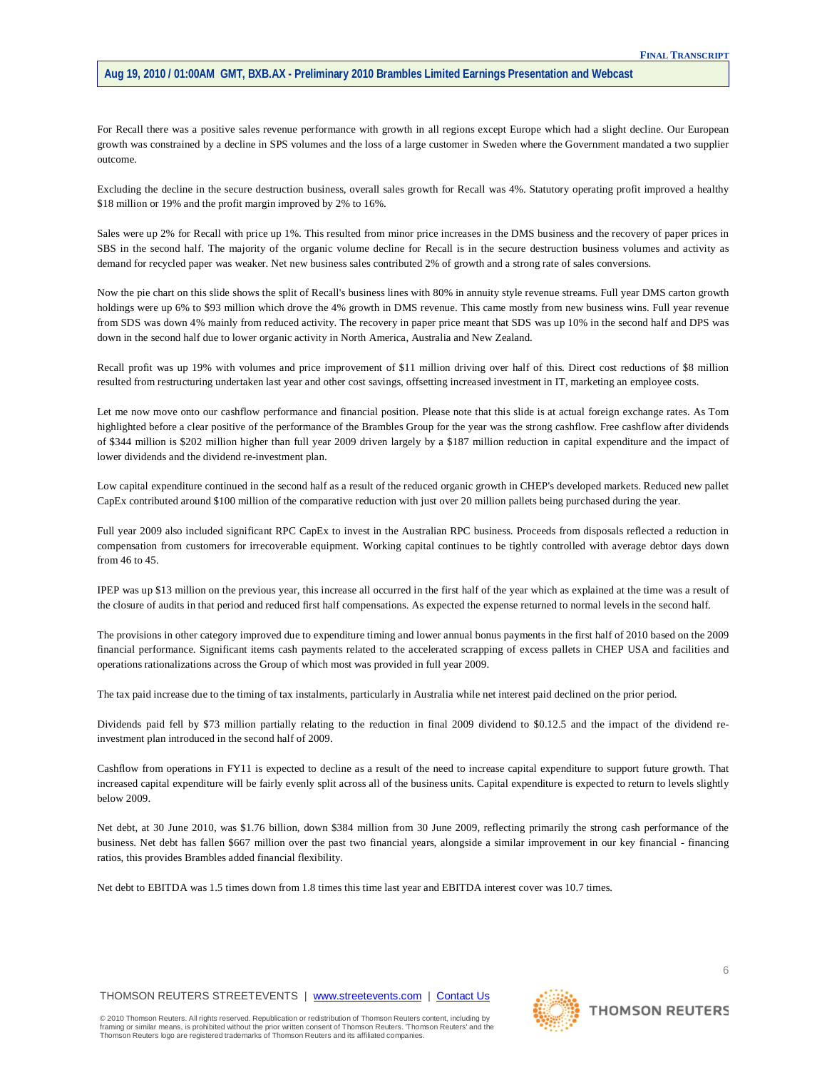For Recall there was a positive sales revenue performance with growth in all regions except Europe which had a slight decline. Our European growth was constrained by a decline in SPS volumes and the loss of a large customer in Sweden where the Government mandated a two supplier outcome.

Excluding the decline in the secure destruction business, overall sales growth for Recall was 4%. Statutory operating profit improved a healthy $18 million or 19% and the profit margin improved by 2% to 16%.

Sales were up 2% for Recall with price up 1%. This resulted from minor price increases in the DMS business and the recovery of paper prices in SBS in the second half. The majority of the organic volume decline for Recall is in the secure destruction business volumes and activity as demand for recycled paper was weaker. Net new business sales contributed 2% of growth and a strong rate of sales conversions.

Now the pie chart on this slide shows the split of Recall's business lines with 80% in annuity style revenue streams. Full year DMS carton growth holdings were up 6% to $93 million which drove the 4% growth in DMS revenue. This came mostly from new business wins. Full year revenue from SDS was down 4% mainly from reduced activity. The recovery in paper price meant that SDS was up 10% in the second half and DPS was down in the second half due to lower organic activity in North America, Australia and New Zealand.

Recall profit was up 19% with volumes and price improvement of $11 million driving over half of this. Direct cost reductions of $8 million resulted from restructuring undertaken last year and other cost savings, offsetting increased investment in IT, marketing an employee costs.

Let me now move onto our cashflow performance and financial position. Please note that this slide is at actual foreign exchange rates. As Tom highlighted before a clear positive of the performance of the Brambles Group for the year was the strong cashflow. Free cashflow after dividends of $344 million is $202 million higher than full year 2009 driven largely by a $187 million reduction in capital expenditure and the impact of lower dividends and the dividend re-investment plan.

Low capital expenditure continued in the second half as a result of the reduced organic growth in CHEP's developed markets. Reduced new pallet CapEx contributed around $100 million of the comparative reduction with just over 20 million pallets being purchased during the year.

Full year 2009 also included significant RPC CapEx to invest in the Australian RPC business. Proceeds from disposals reflected a reduction in compensation from customers for irrecoverable equipment. Working capital continues to be tightly controlled with average debtor days down from 46 to 45.

IPEP was up $13 million on the previous year, this increase all occurred in the first half of the year which as explained at the time was a result of the closure of audits in that period and reduced first half compensations. As expected the expense returned to normal levels in the second half.

The provisions in other category improved due to expenditure timing and lower annual bonus payments in the first half of 2010 based on the 2009 financial performance. Significant items cash payments related to the accelerated scrapping of excess pallets in CHEP USA and facilities and operations rationalizations across the Group of which most was provided in full year 2009.

The tax paid increase due to the timing of tax instalments, particularly in Australia while net interest paid declined on the prior period.

Dividends paid fell by $73 million partially relating to the reduction in final 2009 dividend to $0.12.5 and the impact of the dividend re-investment plan introduced in the second half of 2009.

Cashflow from operations in FY11 is expected to decline as a result of the need to increase capital expenditure to support future growth. That increased capital expenditure will be fairly evenly split across all of the business units. Capital expenditure is expected to return to levels slightly below 2009.

Net debt, at 30 June 2010, was $1.76 billion, down $384 million from 30 June 2009, reflecting primarily the strong cash performance of the business. Net debt has fallen $667 million over the past two financial years, alongside a similar improvement in our key financial - financing ratios, this provides Brambles added financial flexibility.

Net debt to EBITDA was 1.5 times down from 1.8 times this time last year and EBITDA interest cover was 10.7 times.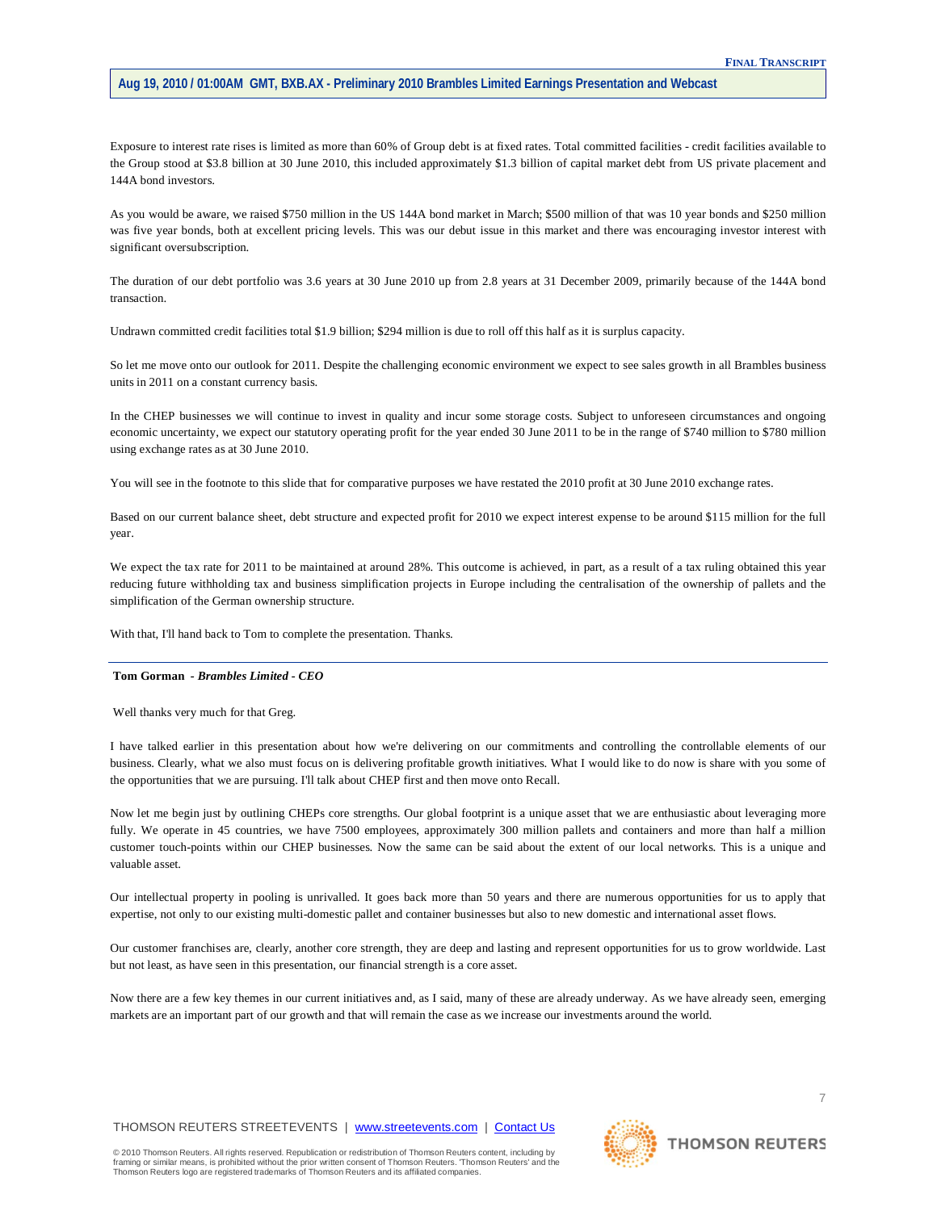Exposure to interest rate rises is limited as more than 60% of Group debt is at fixed rates. Total committed facilities - credit facilities available to the Group stood at $3.8 billion at 30 June 2010, this included approximately $1.3 billion of capital market debt from US private placement and 144A bond investors.

As you would be aware, we raised $750 million in the US 144A bond market in March; $500 million of that was 10 year bonds and $250 million was five year bonds, both at excellent pricing levels. This was our debut issue in this market and there was encouraging investor interest with significant oversubscription.

The duration of our debt portfolio was 3.6 years at 30 June 2010 up from 2.8 years at 31 December 2009, primarily because of the 144A bond transaction.

Undrawn committed credit facilities total $1.9 billion; $294 million is due to roll off this half as it is surplus capacity.

So let me move onto our outlook for 2011. Despite the challenging economic environment we expect to see sales growth in all Brambles business units in 2011 on a constant currency basis.

In the CHEP businesses we will continue to invest in quality and incur some storage costs. Subject to unforeseen circumstances and ongoing economic uncertainty, we expect our statutory operating profit for the year ended 30 June 2011 to be in the range of $740 million to $780 million using exchange rates as at 30 June 2010.

You will see in the footnote to this slide that for comparative purposes we have restated the 2010 profit at 30 June 2010 exchange rates.

Based on our current balance sheet, debt structure and expected profit for 2010 we expect interest expense to be around $115 million for the full year.

We expect the tax rate for 2011 to be maintained at around 28%. This outcome is achieved, in part, as a result of a tax ruling obtained this year reducing future withholding tax and business simplification projects in Europe including the centralisation of the ownership of pallets and the simplification of the German ownership structure.

With that, I'll hand back to Tom to complete the presentation. Thanks.

---

**Tom Gorman** - ***Brambles Limited - CEO***

Well thanks very much for that Greg.

I have talked earlier in this presentation about how we're delivering on our commitments and controlling the controllable elements of our business. Clearly, what we also must focus on is delivering profitable growth initiatives. What I would like to do now is share with you some of the opportunities that we are pursuing. I'll talk about CHEP first and then move onto Recall.

Now let me begin just by outlining CHEPs core strengths. Our global footprint is a unique asset that we are enthusiastic about leveraging more fully. We operate in 45 countries, we have 7500 employees, approximately 300 million pallets and containers and more than half a million customer touch-points within our CHEP businesses. Now the same can be said about the extent of our local networks. This is a unique and valuable asset.

Our intellectual property in pooling is unrivalled. It goes back more than 50 years and there are numerous opportunities for us to apply that expertise, not only to our existing multi-domestic pallet and container businesses but also to new domestic and international asset flows.

Our customer franchises are, clearly, another core strength, they are deep and lasting and represent opportunities for us to grow worldwide. Last but not least, as have seen in this presentation, our financial strength is a core asset.

Now there are a few key themes in our current initiatives and, as I said, many of these are already underway. As we have already seen, emerging markets are an important part of our growth and that will remain the case as we increase our investments around the world.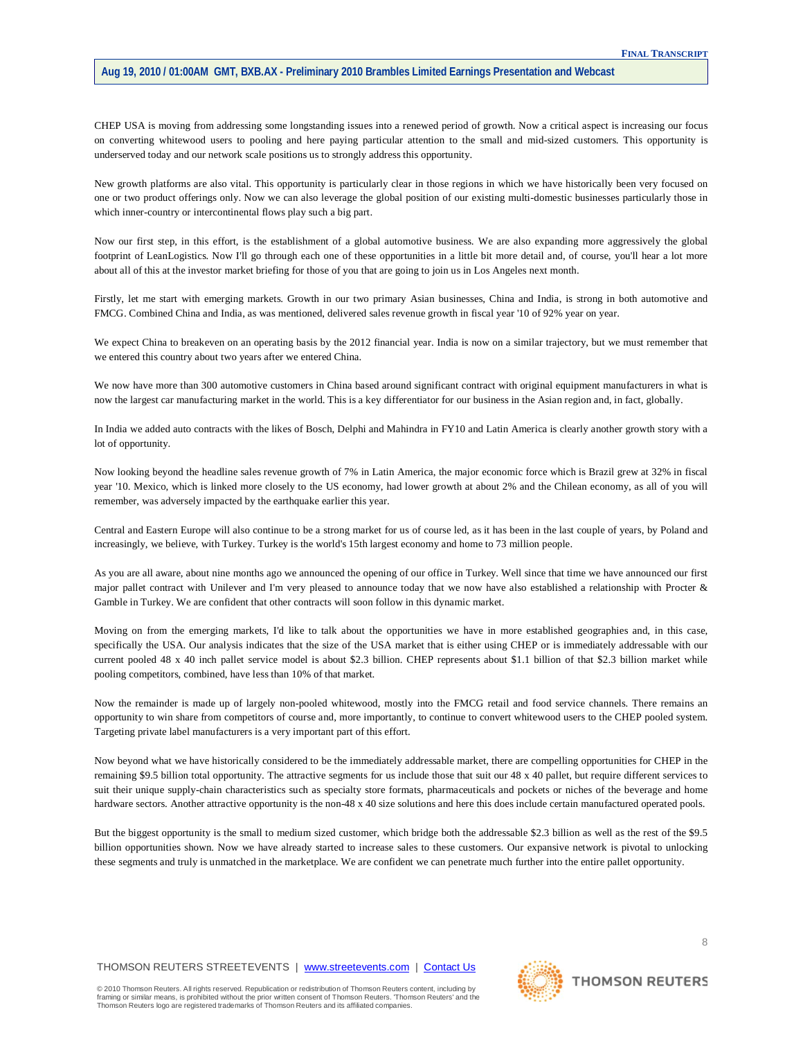CHEP USA is moving from addressing some longstanding issues into a renewed period of growth. Now a critical aspect is increasing our focus on converting whitewood users to pooling and here paying particular attention to the small and mid-sized customers. This opportunity is underserved today and our network scale positions us to strongly address this opportunity.

New growth platforms are also vital. This opportunity is particularly clear in those regions in which we have historically been very focused on one or two product offerings only. Now we can also leverage the global position of our existing multi-domestic businesses particularly those in which inner-country or intercontinental flows play such a big part.

Now our first step, in this effort, is the establishment of a global automotive business. We are also expanding more aggressively the global footprint of LeanLogistics. Now I'll go through each one of these opportunities in a little bit more detail and, of course, you'll hear a lot more about all of this at the investor market briefing for those of you that are going to join us in Los Angeles next month.

Firstly, let me start with emerging markets. Growth in our two primary Asian businesses, China and India, is strong in both automotive and FMCG. Combined China and India, as was mentioned, delivered sales revenue growth in fiscal year '10 of 92% year on year.

We expect China to breakeven on an operating basis by the 2012 financial year. India is now on a similar trajectory, but we must remember that we entered this country about two years after we entered China.

We now have more than 300 automotive customers in China based around significant contract with original equipment manufacturers in what is now the largest car manufacturing market in the world. This is a key differentiator for our business in the Asian region and, in fact, globally.

In India we added auto contracts with the likes of Bosch, Delphi and Mahindra in FY10 and Latin America is clearly another growth story with a lot of opportunity.

Now looking beyond the headline sales revenue growth of 7% in Latin America, the major economic force which is Brazil grew at 32% in fiscal year '10. Mexico, which is linked more closely to the US economy, had lower growth at about 2% and the Chilean economy, as all of you will remember, was adversely impacted by the earthquake earlier this year.

Central and Eastern Europe will also continue to be a strong market for us of course led, as it has been in the last couple of years, by Poland and increasingly, we believe, with Turkey. Turkey is the world's 15th largest economy and home to 73 million people.

As you are all aware, about nine months ago we announced the opening of our office in Turkey. Well since that time we have announced our first major pallet contract with Unilever and I'm very pleased to announce today that we now have also established a relationship with Procter & Gamble in Turkey. We are confident that other contracts will soon follow in this dynamic market.

Moving on from the emerging markets, I'd like to talk about the opportunities we have in more established geographies and, in this case, specifically the USA. Our analysis indicates that the size of the USA market that is either using CHEP or is immediately addressable with our current pooled 48 x 40 inch pallet service model is about $2.3 billion. CHEP represents about $1.1 billion of that $2.3 billion market while pooling competitors, combined, have less than 10% of that market.

Now the remainder is made up of largely non-pooled whitewood, mostly into the FMCG retail and food service channels. There remains an opportunity to win share from competitors of course and, more importantly, to continue to convert whitewood users to the CHEP pooled system. Targeting private label manufacturers is a very important part of this effort.

Now beyond what we have historically considered to be the immediately addressable market, there are compelling opportunities for CHEP in the remaining $9.5 billion total opportunity. The attractive segments for us include those that suit our 48 x 40 pallet, but require different services to suit their unique supply-chain characteristics such as specialty store formats, pharmaceuticals and pockets or niches of the beverage and home hardware sectors. Another attractive opportunity is the non-48 x 40 size solutions and here this does include certain manufactured operated pools.

But the biggest opportunity is the small to medium sized customer, which bridge both the addressable $2.3 billion as well as the rest of the $9.5 billion opportunities shown. Now we have already started to increase sales to these customers. Our expansive network is pivotal to unlocking these segments and truly is unmatched in the marketplace. We are confident we can penetrate much further into the entire pallet opportunity.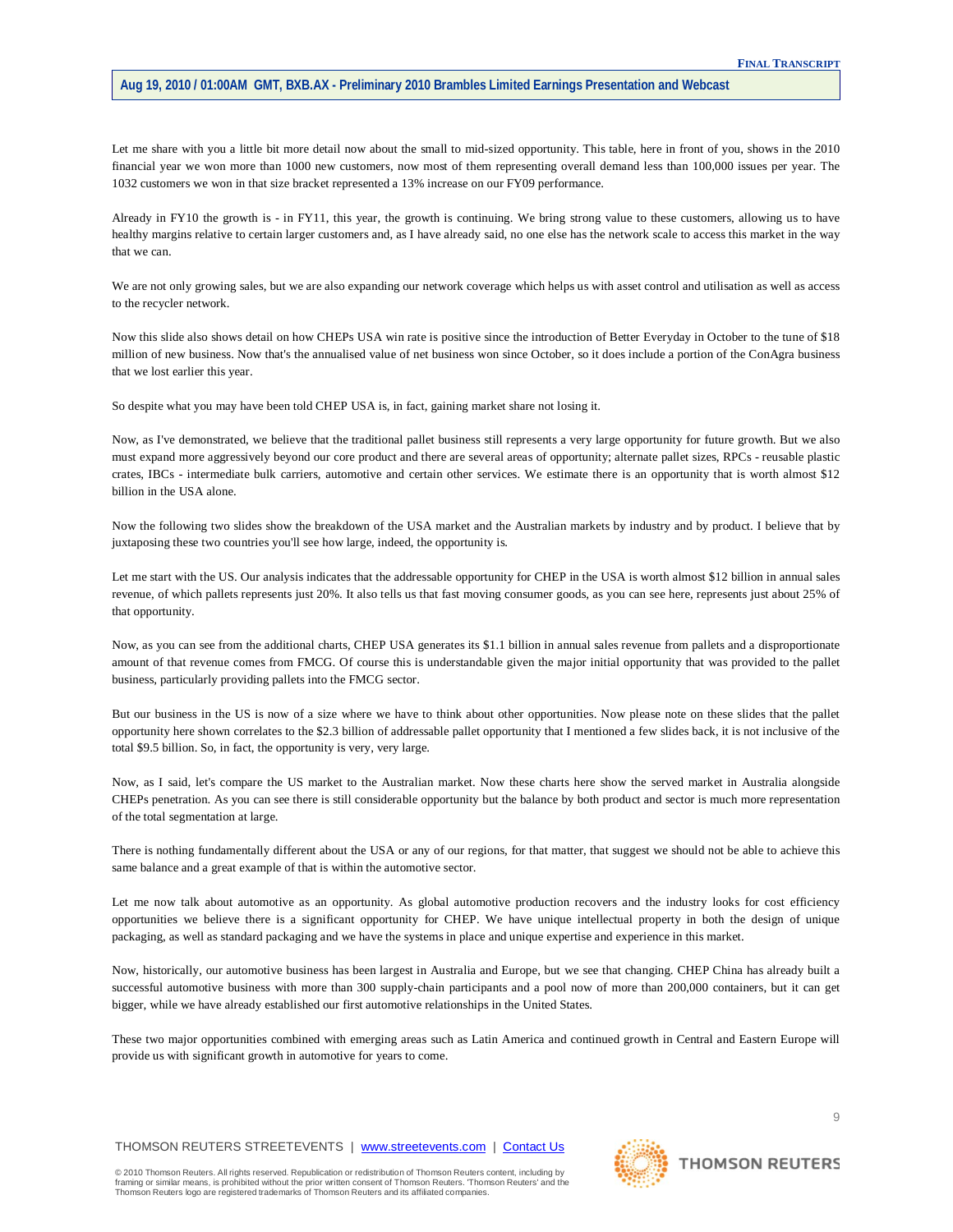Let me share with you a little bit more detail now about the small to mid-sized opportunity. This table, here in front of you, shows in the 2010 financial year we won more than 1000 new customers, now most of them representing overall demand less than 100,000 issues per year. The 1032 customers we won in that size bracket represented a 13% increase on our FY09 performance.

Already in FY10 the growth is - in FY11, this year, the growth is continuing. We bring strong value to these customers, allowing us to have healthy margins relative to certain larger customers and, as I have already said, no one else has the network scale to access this market in the way that we can.

We are not only growing sales, but we are also expanding our network coverage which helps us with asset control and utilisation as well as access to the recycler network.

Now this slide also shows detail on how CHEPs USA win rate is positive since the introduction of Better Everyday in October to the tune of $18 million of new business. Now that's the annualised value of net business won since October, so it does include a portion of the ConAgra business that we lost earlier this year.

So despite what you may have been told CHEP USA is, in fact, gaining market share not losing it.

Now, as I've demonstrated, we believe that the traditional pallet business still represents a very large opportunity for future growth. But we also must expand more aggressively beyond our core product and there are several areas of opportunity; alternate pallet sizes, RPCs - reusable plastic crates, IBCs - intermediate bulk carriers, automotive and certain other services. We estimate there is an opportunity that is worth almost $12 billion in the USA alone.

Now the following two slides show the breakdown of the USA market and the Australian markets by industry and by product. I believe that by juxtaposing these two countries you'll see how large, indeed, the opportunity is.

Let me start with the US. Our analysis indicates that the addressable opportunity for CHEP in the USA is worth almost $12 billion in annual sales revenue, of which pallets represents just 20%. It also tells us that fast moving consumer goods, as you can see here, represents just about 25% of that opportunity.

Now, as you can see from the additional charts, CHEP USA generates its $1.1 billion in annual sales revenue from pallets and a disproportionate amount of that revenue comes from FMCG. Of course this is understandable given the major initial opportunity that was provided to the pallet business, particularly providing pallets into the FMCG sector.

But our business in the US is now of a size where we have to think about other opportunities. Now please note on these slides that the pallet opportunity here shown correlates to the $2.3 billion of addressable pallet opportunity that I mentioned a few slides back, it is not inclusive of the total $9.5 billion. So, in fact, the opportunity is very, very large.

Now, as I said, let's compare the US market to the Australian market. Now these charts here show the served market in Australia alongside CHEPs penetration. As you can see there is still considerable opportunity but the balance by both product and sector is much more representation of the total segmentation at large.

There is nothing fundamentally different about the USA or any of our regions, for that matter, that suggest we should not be able to achieve this same balance and a great example of that is within the automotive sector.

Let me now talk about automotive as an opportunity. As global automotive production recovers and the industry looks for cost efficiency opportunities we believe there is a significant opportunity for CHEP. We have unique intellectual property in both the design of unique packaging, as well as standard packaging and we have the systems in place and unique expertise and experience in this market.

Now, historically, our automotive business has been largest in Australia and Europe, but we see that changing. CHEP China has already built a successful automotive business with more than 300 supply-chain participants and a pool now of more than 200,000 containers, but it can get bigger, while we have already established our first automotive relationships in the United States.

These two major opportunities combined with emerging areas such as Latin America and continued growth in Central and Eastern Europe will provide us with significant growth in automotive for years to come.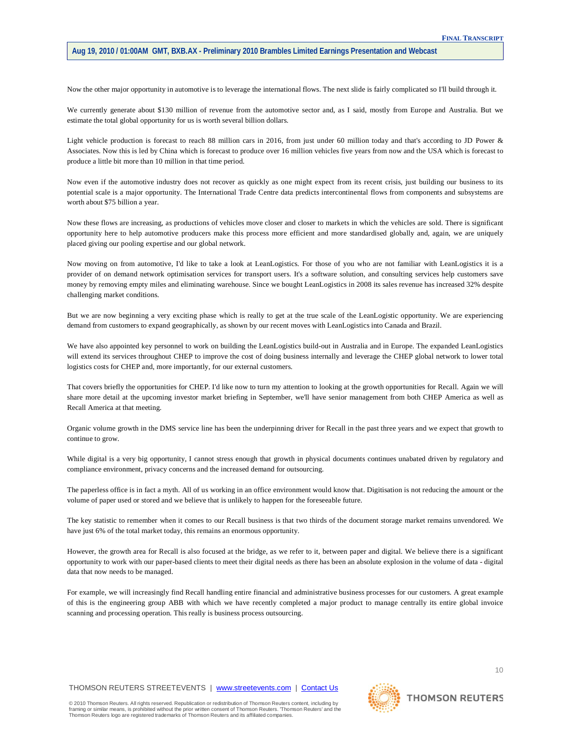Now the other major opportunity in automotive is to leverage the international flows. The next slide is fairly complicated so I'll build through it.

We currently generate about $130 million of revenue from the automotive sector and, as I said, mostly from Europe and Australia. But we estimate the total global opportunity for us is worth several billion dollars.

Light vehicle production is forecast to reach 88 million cars in 2016, from just under 60 million today and that's according to JD Power & Associates. Now this is led by China which is forecast to produce over 16 million vehicles five years from now and the USA which is forecast to produce a little bit more than 10 million in that time period.

Now even if the automotive industry does not recover as quickly as one might expect from its recent crisis, just building our business to its potential scale is a major opportunity. The International Trade Centre data predicts intercontinental flows from components and subsystems are worth about $75 billion a year.

Now these flows are increasing, as productions of vehicles move closer and closer to markets in which the vehicles are sold. There is significant opportunity here to help automotive producers make this process more efficient and more standardised globally and, again, we are uniquely placed giving our pooling expertise and our global network.

Now moving on from automotive, I'd like to take a look at LeanLogistics. For those of you who are not familiar with LeanLogistics it is a provider of on demand network optimisation services for transport users. It's a software solution, and consulting services help customers save money by removing empty miles and eliminating warehouse. Since we bought LeanLogistics in 2008 its sales revenue has increased 32% despite challenging market conditions.

But we are now beginning a very exciting phase which is really to get at the true scale of the LeanLogistic opportunity. We are experiencing demand from customers to expand geographically, as shown by our recent moves with LeanLogistics into Canada and Brazil.

We have also appointed key personnel to work on building the LeanLogistics build-out in Australia and in Europe. The expanded LeanLogistics will extend its services throughout CHEP to improve the cost of doing business internally and leverage the CHEP global network to lower total logistics costs for CHEP and, more importantly, for our external customers.

That covers briefly the opportunities for CHEP. I'd like now to turn my attention to looking at the growth opportunities for Recall. Again we will share more detail at the upcoming investor market briefing in September, we'll have senior management from both CHEP America as well as Recall America at that meeting.

Organic volume growth in the DMS service line has been the underpinning driver for Recall in the past three years and we expect that growth to continue to grow.

While digital is a very big opportunity, I cannot stress enough that growth in physical documents continues unabated driven by regulatory and compliance environment, privacy concerns and the increased demand for outsourcing.

The paperless office is in fact a myth. All of us working in an office environment would know that. Digitisation is not reducing the amount or the volume of paper used or stored and we believe that is unlikely to happen for the foreseeable future.

The key statistic to remember when it comes to our Recall business is that two thirds of the document storage market remains unvendored. We have just 6% of the total market today, this remains an enormous opportunity.

However, the growth area for Recall is also focused at the bridge, as we refer to it, between paper and digital. We believe there is a significant opportunity to work with our paper-based clients to meet their digital needs as there has been an absolute explosion in the volume of data - digital data that now needs to be managed.

For example, we will increasingly find Recall handling entire financial and administrative business processes for our customers. A great example of this is the engineering group ABB with which we have recently completed a major product to manage centrally its entire global invoice scanning and processing operation. This really is business process outsourcing.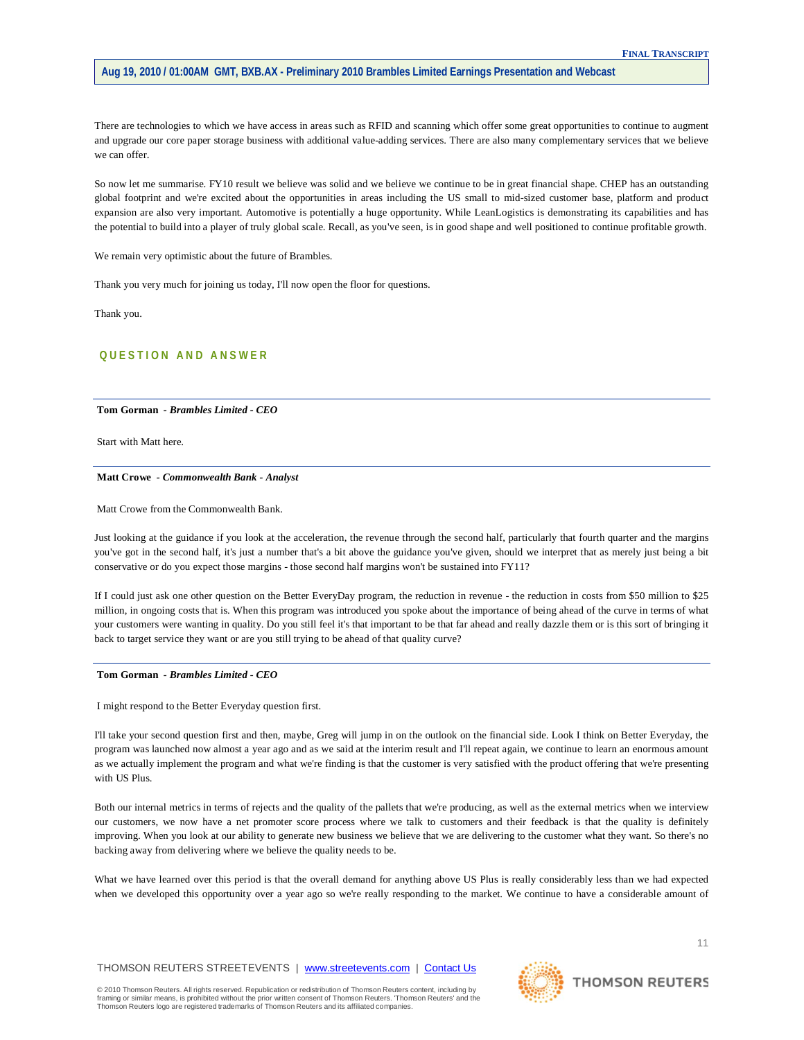There are technologies to which we have access in areas such as RFID and scanning which offer some great opportunities to continue to augment and upgrade our core paper storage business with additional value-adding services. There are also many complementary services that we believe we can offer.

So now let me summarise. FY10 result we believe was solid and we believe we continue to be in great financial shape. CHEP has an outstanding global footprint and we're excited about the opportunities in areas including the US small to mid-sized customer base, platform and product expansion are also very important. Automotive is potentially a huge opportunity. While LeanLogistics is demonstrating its capabilities and has the potential to build into a player of truly global scale. Recall, as you've seen, is in good shape and well positioned to continue profitable growth.

We remain very optimistic about the future of Brambles.

Thank you very much for joining us today, I'll now open the floor for questions.

Thank you.

## QUESTION AND ANSWER

**Tom Gorman** - ***Brambles Limited - CEO***

Start with Matt here.

**Matt Crowe** - ***Commonwealth Bank - Analyst***

Matt Crowe from the Commonwealth Bank.

Just looking at the guidance if you look at the acceleration, the revenue through the second half, particularly that fourth quarter and the margins you've got in the second half, it's just a number that's a bit above the guidance you've given, should we interpret that as merely just being a bit conservative or do you expect those margins - those second half margins won't be sustained into FY11?

If I could just ask one other question on the Better EveryDay program, the reduction in revenue - the reduction in costs from $50 million to $25 million, in ongoing costs that is. When this program was introduced you spoke about the importance of being ahead of the curve in terms of what your customers were wanting in quality. Do you still feel it's that important to be that far ahead and really dazzle them or is this sort of bringing it back to target service they want or are you still trying to be ahead of that quality curve?

**Tom Gorman** - ***Brambles Limited - CEO***

I might respond to the Better Everyday question first.

I'll take your second question first and then, maybe, Greg will jump in on the outlook on the financial side. Look I think on Better Everyday, the program was launched now almost a year ago and as we said at the interim result and I'll repeat again, we continue to learn an enormous amount as we actually implement the program and what we're finding is that the customer is very satisfied with the product offering that we're presenting with US Plus.

Both our internal metrics in terms of rejects and the quality of the pallets that we're producing, as well as the external metrics when we interview our customers, we now have a net promoter score process where we talk to customers and their feedback is that the quality is definitely improving. When you look at our ability to generate new business we believe that we are delivering to the customer what they want. So there's no backing away from delivering where we believe the quality needs to be.

What we have learned over this period is that the overall demand for anything above US Plus is really considerably less than we had expected when we developed this opportunity over a year ago so we're really responding to the market. We continue to have a considerable amount of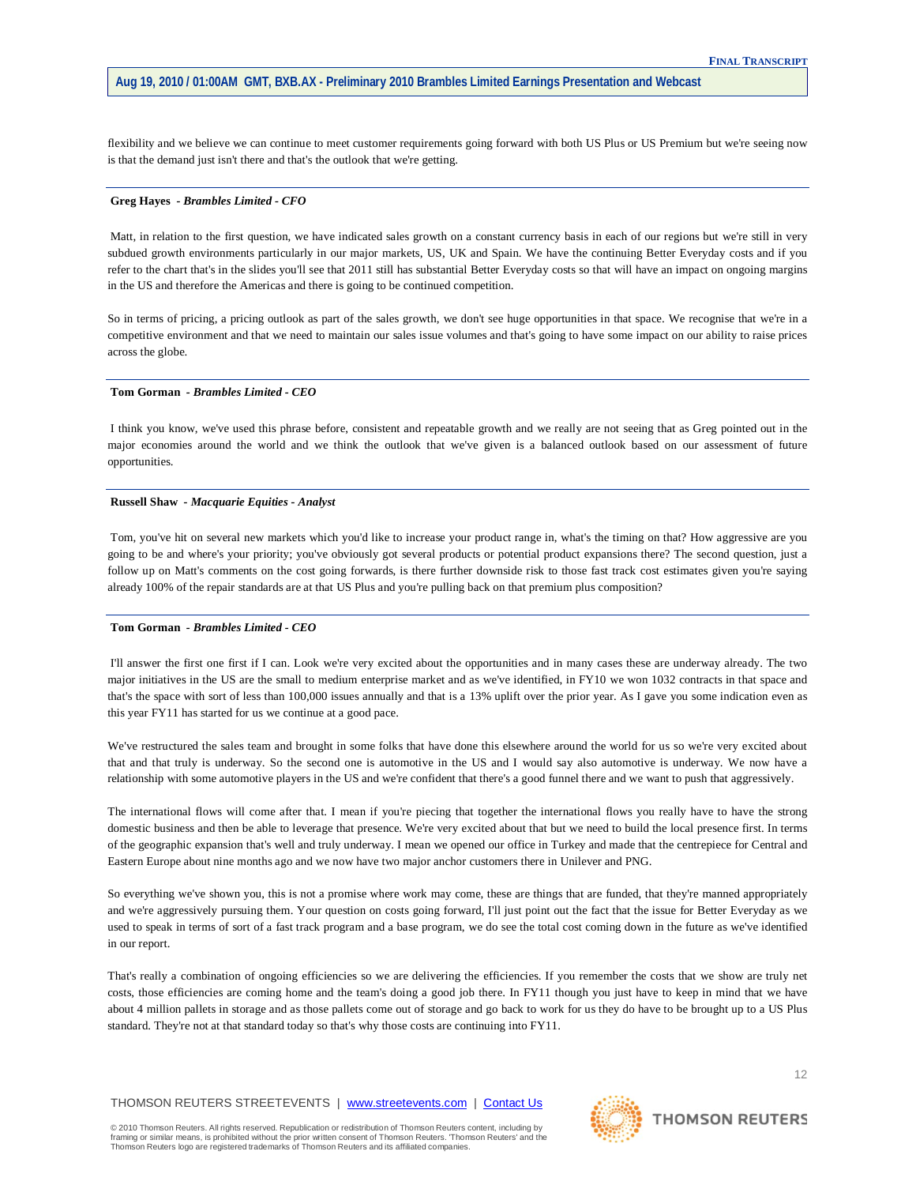flexibility and we believe we can continue to meet customer requirements going forward with both US Plus or US Premium but we're seeing now is that the demand just isn't there and that's the outlook that we're getting.

---

**Greg Hayes** - ***Brambles Limited - CFO***

Matt, in relation to the first question, we have indicated sales growth on a constant currency basis in each of our regions but we're still in very subdued growth environments particularly in our major markets, US, UK and Spain. We have the continuing Better Everyday costs and if you refer to the chart that's in the slides you'll see that 2011 still has substantial Better Everyday costs so that will have an impact on ongoing margins in the US and therefore the Americas and there is going to be continued competition.

So in terms of pricing, a pricing outlook as part of the sales growth, we don't see huge opportunities in that space. We recognise that we're in a competitive environment and that we need to maintain our sales issue volumes and that's going to have some impact on our ability to raise prices across the globe.

---

**Tom Gorman** - ***Brambles Limited - CEO***

I think you know, we've used this phrase before, consistent and repeatable growth and we really are not seeing that as Greg pointed out in the major economies around the world and we think the outlook that we've given is a balanced outlook based on our assessment of future opportunities.

---

**Russell Shaw** - ***Macquarie Equities - Analyst***

Tom, you've hit on several new markets which you'd like to increase your product range in, what's the timing on that? How aggressive are you going to be and where's your priority; you've obviously got several products or potential product expansions there? The second question, just a follow up on Matt's comments on the cost going forwards, is there further downside risk to those fast track cost estimates given you're saying already 100% of the repair standards are at that US Plus and you're pulling back on that premium plus composition?

---

**Tom Gorman** - ***Brambles Limited - CEO***

I'll answer the first one first if I can. Look we're very excited about the opportunities and in many cases these are underway already. The two major initiatives in the US are the small to medium enterprise market and as we've identified, in FY10 we won 1032 contracts in that space and that's the space with sort of less than 100,000 issues annually and that is a 13% uplift over the prior year. As I gave you some indication even as this year FY11 has started for us we continue at a good pace.

We've restructured the sales team and brought in some folks that have done this elsewhere around the world for us so we're very excited about that and that truly is underway. So the second one is automotive in the US and I would say also automotive is underway. We now have a relationship with some automotive players in the US and we're confident that there's a good funnel there and we want to push that aggressively.

The international flows will come after that. I mean if you're piecing that together the international flows you really have to have the strong domestic business and then be able to leverage that presence. We're very excited about that but we need to build the local presence first. In terms of the geographic expansion that's well and truly underway. I mean we opened our office in Turkey and made that the centrepiece for Central and Eastern Europe about nine months ago and we now have two major anchor customers there in Unilever and PNG.

So everything we've shown you, this is not a promise where work may come, these are things that are funded, that they're manned appropriately and we're aggressively pursuing them. Your question on costs going forward, I'll just point out the fact that the issue for Better Everyday as we used to speak in terms of sort of a fast track program and a base program, we do see the total cost coming down in the future as we've identified in our report.

That's really a combination of ongoing efficiencies so we are delivering the efficiencies. If you remember the costs that we show are truly net costs, those efficiencies are coming home and the team's doing a good job there. In FY11 though you just have to keep in mind that we have about 4 million pallets in storage and as those pallets come out of storage and go back to work for us they do have to be brought up to a US Plus standard. They're not at that standard today so that's why those costs are continuing into FY11.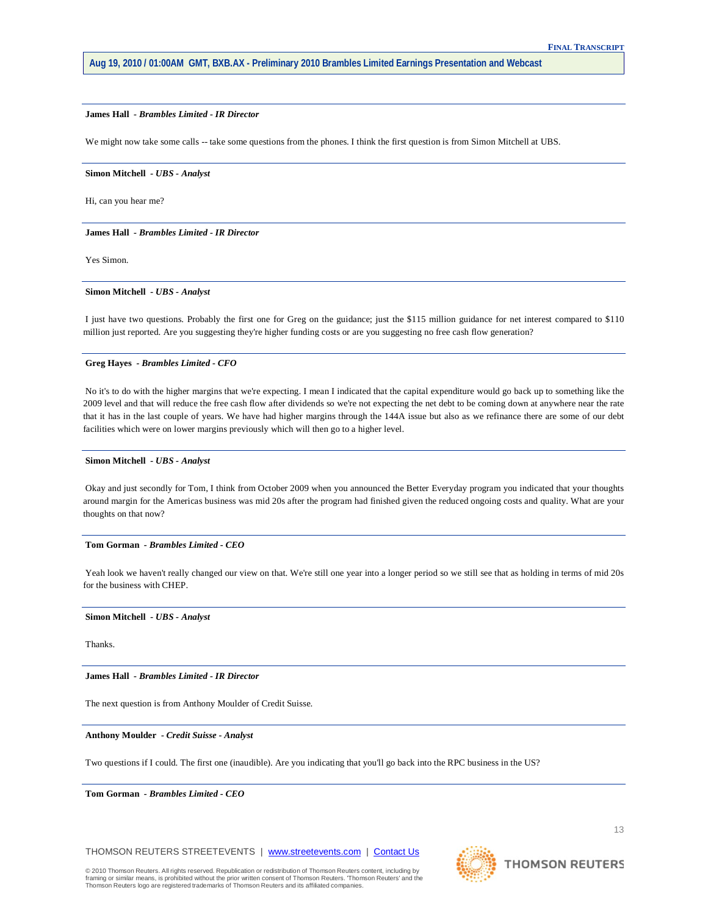**James Hall** *- Brambles Limited - IR Director*

We might now take some calls -- take some questions from the phones. I think the first question is from Simon Mitchell at UBS.

---

**Simon Mitchell** *- UBS - Analyst*

Hi, can you hear me?

---

**James Hall** *- Brambles Limited - IR Director*

Yes Simon.

---

**Simon Mitchell** *- UBS - Analyst*

I just have two questions. Probably the first one for Greg on the guidance; just the $115 million guidance for net interest compared to $110 million just reported. Are you suggesting they're higher funding costs or are you suggesting no free cash flow generation?

---

**Greg Hayes** *- Brambles Limited - CFO*

No it's to do with the higher margins that we're expecting. I mean I indicated that the capital expenditure would go back up to something like the 2009 level and that will reduce the free cash flow after dividends so we're not expecting the net debt to be coming down at anywhere near the rate that it has in the last couple of years. We have had higher margins through the 144A issue but also as we refinance there are some of our debt facilities which were on lower margins previously which will then go to a higher level.

---

**Simon Mitchell** *- UBS - Analyst*

Okay and just secondly for Tom, I think from October 2009 when you announced the Better Everyday program you indicated that your thoughts around margin for the Americas business was mid 20s after the program had finished given the reduced ongoing costs and quality. What are your thoughts on that now?

---

**Tom Gorman** *- Brambles Limited - CEO*

Yeah look we haven't really changed our view on that. We're still one year into a longer period so we still see that as holding in terms of mid 20s for the business with CHEP.

---

**Simon Mitchell** *- UBS - Analyst*

Thanks.

---

**James Hall** *- Brambles Limited - IR Director*

The next question is from Anthony Moulder of Credit Suisse.

---

**Anthony Moulder** *- Credit Suisse - Analyst*

Two questions if I could. The first one (inaudible). Are you indicating that you'll go back into the RPC business in the US?

---

**Tom Gorman** *- Brambles Limited - CEO*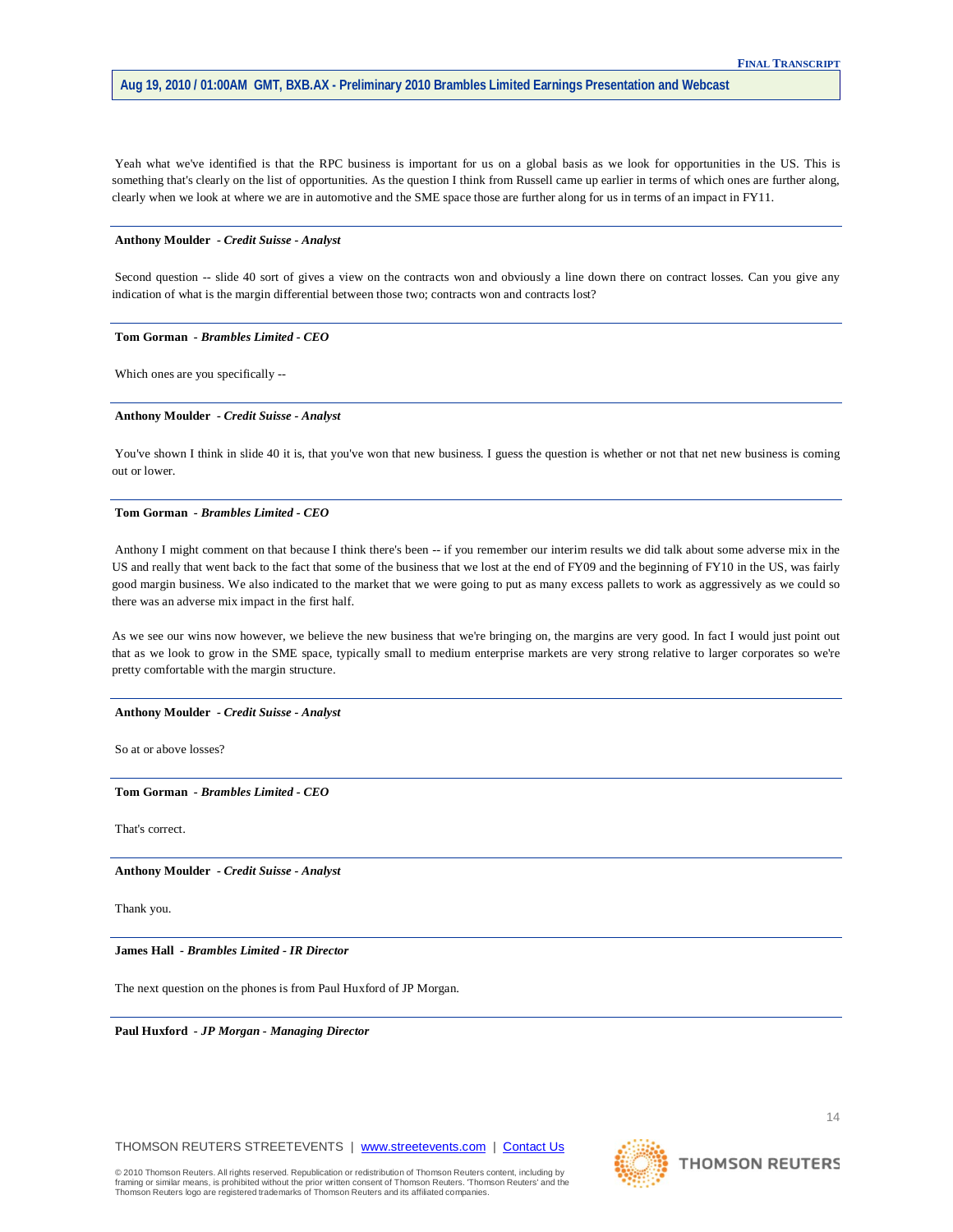Yeah what we've identified is that the RPC business is important for us on a global basis as we look for opportunities in the US. This is something that's clearly on the list of opportunities. As the question I think from Russell came up earlier in terms of which ones are further along, clearly when we look at where we are in automotive and the SME space those are further along for us in terms of an impact in FY11.

---

**Anthony Moulder** *- Credit Suisse - Analyst*

Second question -- slide 40 sort of gives a view on the contracts won and obviously a line down there on contract losses. Can you give any indication of what is the margin differential between those two; contracts won and contracts lost?

---

**Tom Gorman** *- Brambles Limited - CEO*

Which ones are you specifically --

---

**Anthony Moulder** *- Credit Suisse - Analyst*

You've shown I think in slide 40 it is, that you've won that new business. I guess the question is whether or not that net new business is coming out or lower.

---

**Tom Gorman** *- Brambles Limited - CEO*

Anthony I might comment on that because I think there's been -- if you remember our interim results we did talk about some adverse mix in the US and really that went back to the fact that some of the business that we lost at the end of FY09 and the beginning of FY10 in the US, was fairly good margin business. We also indicated to the market that we were going to put as many excess pallets to work as aggressively as we could so there was an adverse mix impact in the first half.

As we see our wins now however, we believe the new business that we're bringing on, the margins are very good. In fact I would just point out that as we look to grow in the SME space, typically small to medium enterprise markets are very strong relative to larger corporates so we're pretty comfortable with the margin structure.

---

**Anthony Moulder** *- Credit Suisse - Analyst*

So at or above losses?

---

**Tom Gorman** *- Brambles Limited - CEO*

That's correct.

---

**Anthony Moulder** *- Credit Suisse - Analyst*

Thank you.

---

**James Hall** *- Brambles Limited - IR Director*

The next question on the phones is from Paul Huxford of JP Morgan.

---

**Paul Huxford** *- JP Morgan - Managing Director*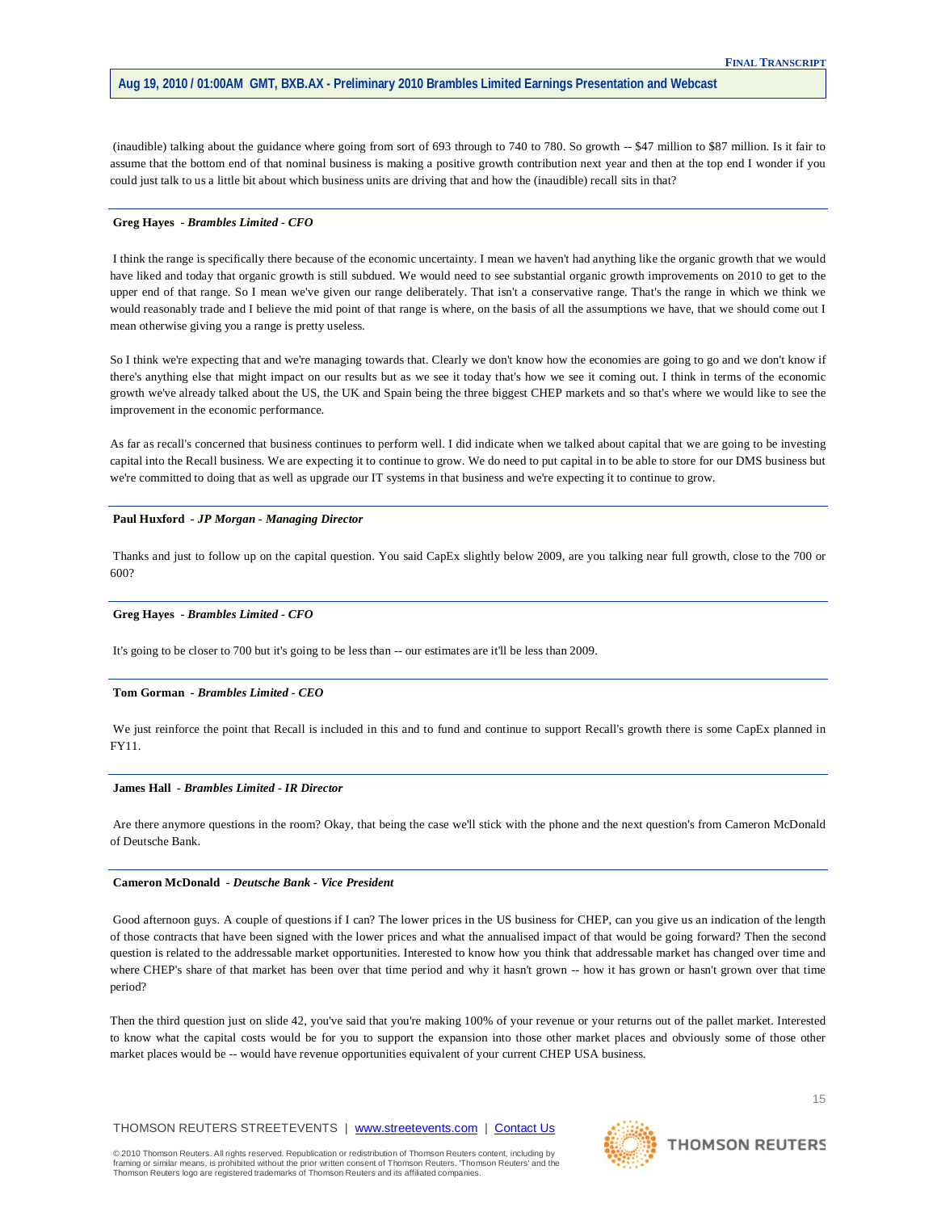(inaudible) talking about the guidance where going from sort of 693 through to 740 to 780. So growth -- $47 million to $87 million. Is it fair to assume that the bottom end of that nominal business is making a positive growth contribution next year and then at the top end I wonder if you could just talk to us a little bit about which business units are driving that and how the (inaudible) recall sits in that?

---

**Greg Hayes** - ***Brambles Limited - CFO***

I think the range is specifically there because of the economic uncertainty. I mean we haven't had anything like the organic growth that we would have liked and today that organic growth is still subdued. We would need to see substantial organic growth improvements on 2010 to get to the upper end of that range. So I mean we've given our range deliberately. That isn't a conservative range. That's the range in which we think we would reasonably trade and I believe the mid point of that range is where, on the basis of all the assumptions we have, that we should come out I mean otherwise giving you a range is pretty useless.

So I think we're expecting that and we're managing towards that. Clearly we don't know how the economies are going to go and we don't know if there's anything else that might impact on our results but as we see it today that's how we see it coming out. I think in terms of the economic growth we've already talked about the US, the UK and Spain being the three biggest CHEP markets and so that's where we would like to see the improvement in the economic performance.

As far as recall's concerned that business continues to perform well. I did indicate when we talked about capital that we are going to be investing capital into the Recall business. We are expecting it to continue to grow. We do need to put capital in to be able to store for our DMS business but we're committed to doing that as well as upgrade our IT systems in that business and we're expecting it to continue to grow.

---

**Paul Huxford** - ***JP Morgan - Managing Director***

Thanks and just to follow up on the capital question. You said CapEx slightly below 2009, are you talking near full growth, close to the 700 or 600?

---

**Greg Hayes** - ***Brambles Limited - CFO***

It's going to be closer to 700 but it's going to be less than -- our estimates are it'll be less than 2009.

---

**Tom Gorman** - ***Brambles Limited - CEO***

We just reinforce the point that Recall is included in this and to fund and continue to support Recall's growth there is some CapEx planned in FY11.

---

**James Hall** - ***Brambles Limited - IR Director***

Are there anymore questions in the room? Okay, that being the case we'll stick with the phone and the next question's from Cameron McDonald of Deutsche Bank.

---

**Cameron McDonald** - ***Deutsche Bank - Vice President***

Good afternoon guys. A couple of questions if I can? The lower prices in the US business for CHEP, can you give us an indication of the length of those contracts that have been signed with the lower prices and what the annualised impact of that would be going forward? Then the second question is related to the addressable market opportunities. Interested to know how you think that addressable market has changed over time and where CHEP's share of that market has been over that time period and why it hasn't grown -- how it has grown or hasn't grown over that time period?

Then the third question just on slide 42, you've said that you're making 100% of your revenue or your returns out of the pallet market. Interested to know what the capital costs would be for you to support the expansion into those other market places and obviously some of those other market places would be -- would have revenue opportunities equivalent of your current CHEP USA business.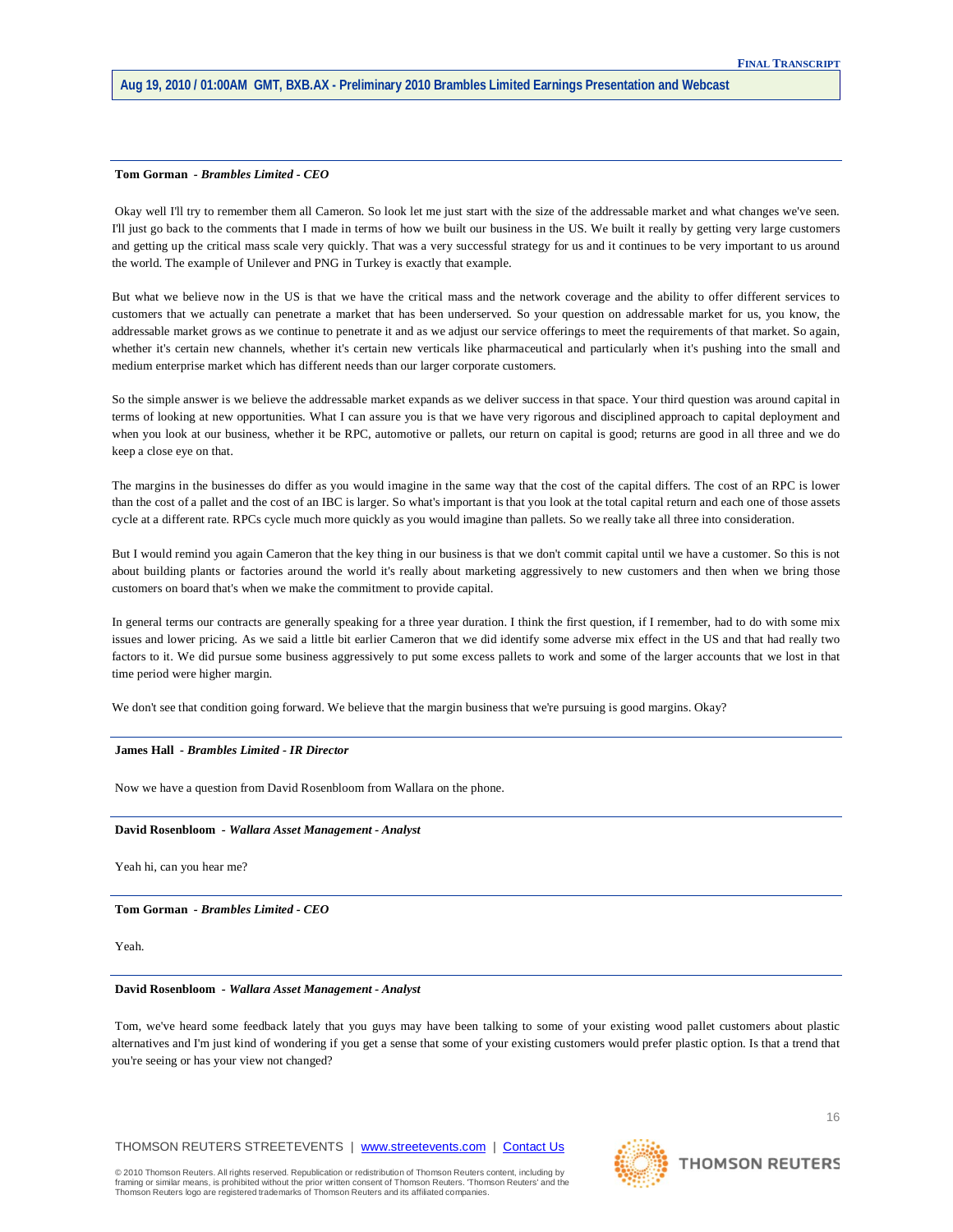**Tom Gorman** - *Brambles Limited - CEO*

Okay well I'll try to remember them all Cameron. So look let me just start with the size of the addressable market and what changes we've seen. I'll just go back to the comments that I made in terms of how we built our business in the US. We built it really by getting very large customers and getting up the critical mass scale very quickly. That was a very successful strategy for us and it continues to be very important to us around the world. The example of Unilever and PNG in Turkey is exactly that example.

But what we believe now in the US is that we have the critical mass and the network coverage and the ability to offer different services to customers that we actually can penetrate a market that has been underserved. So your question on addressable market for us, you know, the addressable market grows as we continue to penetrate it and as we adjust our service offerings to meet the requirements of that market. So again, whether it's certain new channels, whether it's certain new verticals like pharmaceutical and particularly when it's pushing into the small and medium enterprise market which has different needs than our larger corporate customers.

So the simple answer is we believe the addressable market expands as we deliver success in that space. Your third question was around capital in terms of looking at new opportunities. What I can assure you is that we have very rigorous and disciplined approach to capital deployment and when you look at our business, whether it be RPC, automotive or pallets, our return on capital is good; returns are good in all three and we do keep a close eye on that.

The margins in the businesses do differ as you would imagine in the same way that the cost of the capital differs. The cost of an RPC is lower than the cost of a pallet and the cost of an IBC is larger. So what's important is that you look at the total capital return and each one of those assets cycle at a different rate. RPCs cycle much more quickly as you would imagine than pallets. So we really take all three into consideration.

But I would remind you again Cameron that the key thing in our business is that we don't commit capital until we have a customer. So this is not about building plants or factories around the world it's really about marketing aggressively to new customers and then when we bring those customers on board that's when we make the commitment to provide capital.

In general terms our contracts are generally speaking for a three year duration. I think the first question, if I remember, had to do with some mix issues and lower pricing. As we said a little bit earlier Cameron that we did identify some adverse mix effect in the US and that had really two factors to it. We did pursue some business aggressively to put some excess pallets to work and some of the larger accounts that we lost in that time period were higher margin.

We don't see that condition going forward. We believe that the margin business that we're pursuing is good margins. Okay?

**James Hall** - *Brambles Limited - IR Director*

Now we have a question from David Rosenbloom from Wallara on the phone.

**David Rosenbloom** - *Wallara Asset Management - Analyst*

Yeah hi, can you hear me?

**Tom Gorman** - *Brambles Limited - CEO*

Yeah.

**David Rosenbloom** - *Wallara Asset Management - Analyst*

Tom, we've heard some feedback lately that you guys may have been talking to some of your existing wood pallet customers about plastic alternatives and I'm just kind of wondering if you get a sense that some of your existing customers would prefer plastic option. Is that a trend that you're seeing or has your view not changed?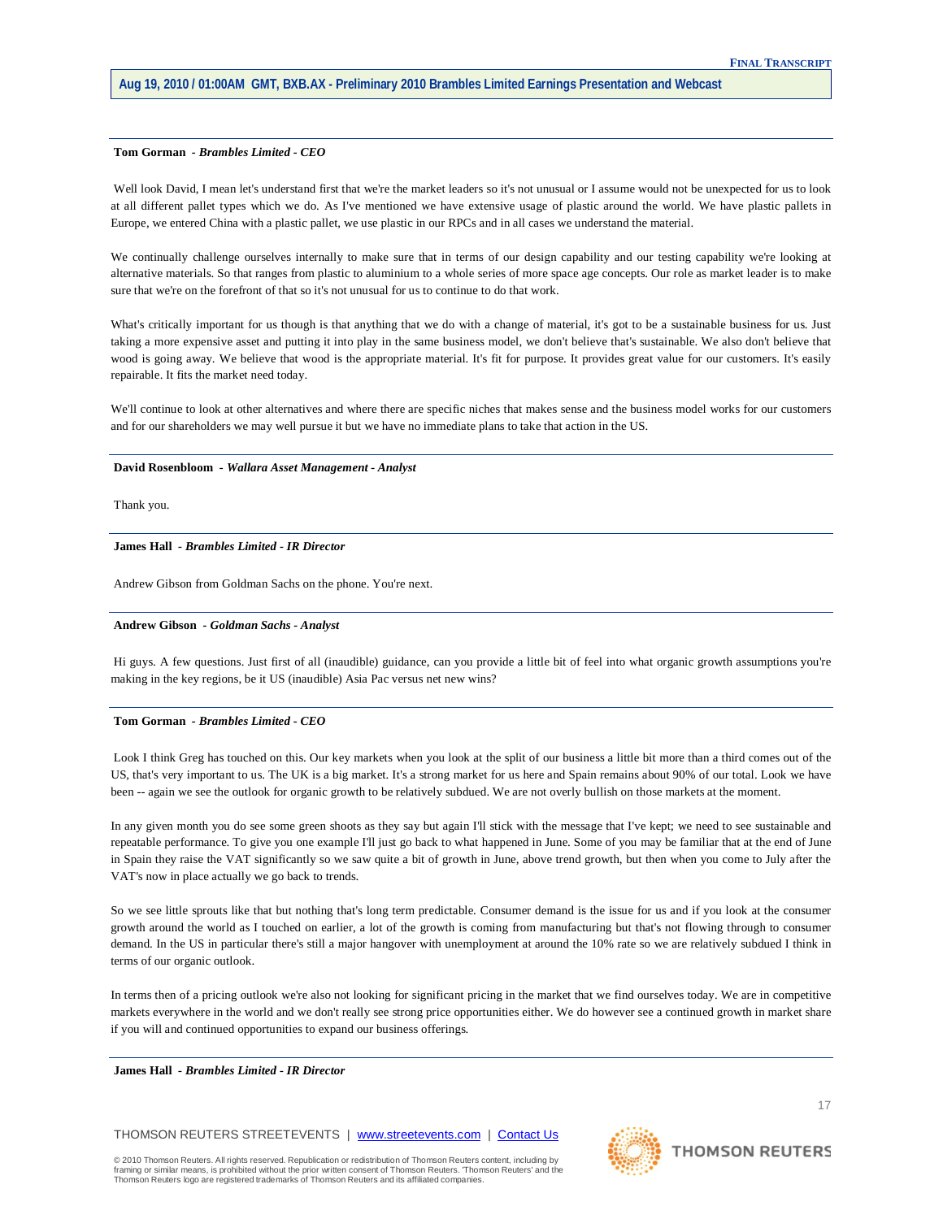**Tom Gorman** *- Brambles Limited - CEO*

Well look David, I mean let's understand first that we're the market leaders so it's not unusual or I assume would not be unexpected for us to look at all different pallet types which we do. As I've mentioned we have extensive usage of plastic around the world. We have plastic pallets in Europe, we entered China with a plastic pallet, we use plastic in our RPCs and in all cases we understand the material.

We continually challenge ourselves internally to make sure that in terms of our design capability and our testing capability we're looking at alternative materials. So that ranges from plastic to aluminium to a whole series of more space age concepts. Our role as market leader is to make sure that we're on the forefront of that so it's not unusual for us to continue to do that work.

What's critically important for us though is that anything that we do with a change of material, it's got to be a sustainable business for us. Just taking a more expensive asset and putting it into play in the same business model, we don't believe that's sustainable. We also don't believe that wood is going away. We believe that wood is the appropriate material. It's fit for purpose. It provides great value for our customers. It's easily repairable. It fits the market need today.

We'll continue to look at other alternatives and where there are specific niches that makes sense and the business model works for our customers and for our shareholders we may well pursue it but we have no immediate plans to take that action in the US.

---

**David Rosenbloom** *- Wallara Asset Management - Analyst*

Thank you.

---

**James Hall** *- Brambles Limited - IR Director*

Andrew Gibson from Goldman Sachs on the phone. You're next.

---

**Andrew Gibson** *- Goldman Sachs - Analyst*

Hi guys. A few questions. Just first of all (inaudible) guidance, can you provide a little bit of feel into what organic growth assumptions you're making in the key regions, be it US (inaudible) Asia Pac versus net new wins?

---

**Tom Gorman** *- Brambles Limited - CEO*

Look I think Greg has touched on this. Our key markets when you look at the split of our business a little bit more than a third comes out of the US, that's very important to us. The UK is a big market. It's a strong market for us here and Spain remains about 90% of our total. Look we have been -- again we see the outlook for organic growth to be relatively subdued. We are not overly bullish on those markets at the moment.

In any given month you do see some green shoots as they say but again I'll stick with the message that I've kept; we need to see sustainable and repeatable performance. To give you one example I'll just go back to what happened in June. Some of you may be familiar that at the end of June in Spain they raise the VAT significantly so we saw quite a bit of growth in June, above trend growth, but then when you come to July after the VAT's now in place actually we go back to trends.

So we see little sprouts like that but nothing that's long term predictable. Consumer demand is the issue for us and if you look at the consumer growth around the world as I touched on earlier, a lot of the growth is coming from manufacturing but that's not flowing through to consumer demand. In the US in particular there's still a major hangover with unemployment at around the 10% rate so we are relatively subdued I think in terms of our organic outlook.

In terms then of a pricing outlook we're also not looking for significant pricing in the market that we find ourselves today. We are in competitive markets everywhere in the world and we don't really see strong price opportunities either. We do however see a continued growth in market share if you will and continued opportunities to expand our business offerings.

---

**James Hall** *- Brambles Limited - IR Director*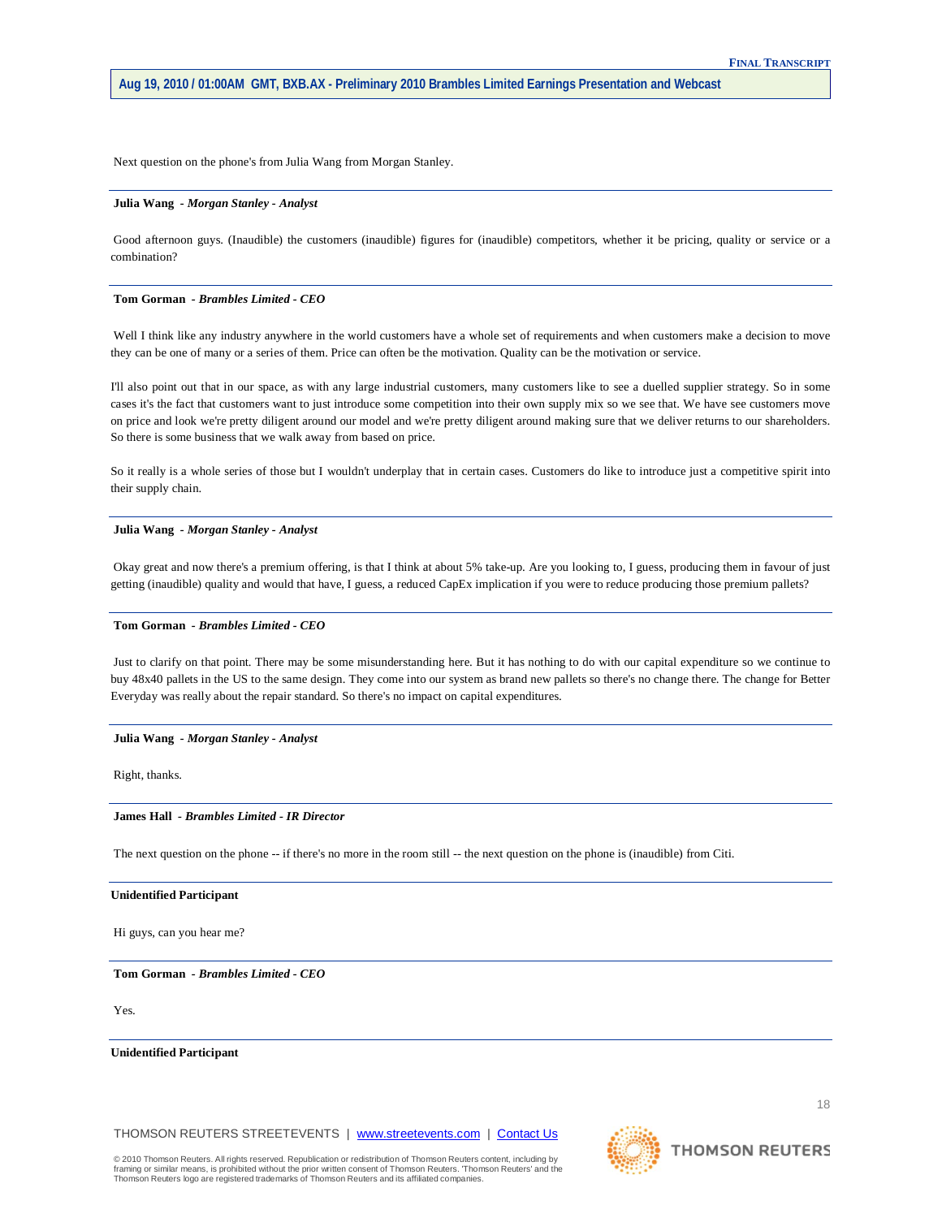Next question on the phone's from Julia Wang from Morgan Stanley.

---

**Julia Wang** - ***Morgan Stanley - Analyst***

Good afternoon guys. (Inaudible) the customers (inaudible) figures for (inaudible) competitors, whether it be pricing, quality or service or a combination?

---

**Tom Gorman** - ***Brambles Limited - CEO***

Well I think like any industry anywhere in the world customers have a whole set of requirements and when customers make a decision to move they can be one of many or a series of them. Price can often be the motivation. Quality can be the motivation or service.

I'll also point out that in our space, as with any large industrial customers, many customers like to see a duelled supplier strategy. So in some cases it's the fact that customers want to just introduce some competition into their own supply mix so we see that. We have see customers move on price and look we're pretty diligent around our model and we're pretty diligent around making sure that we deliver returns to our shareholders. So there is some business that we walk away from based on price.

So it really is a whole series of those but I wouldn't underplay that in certain cases. Customers do like to introduce just a competitive spirit into their supply chain.

---

**Julia Wang** - ***Morgan Stanley - Analyst***

Okay great and now there's a premium offering, is that I think at about 5% take-up. Are you looking to, I guess, producing them in favour of just getting (inaudible) quality and would that have, I guess, a reduced CapEx implication if you were to reduce producing those premium pallets?

---

**Tom Gorman** - ***Brambles Limited - CEO***

Just to clarify on that point. There may be some misunderstanding here. But it has nothing to do with our capital expenditure so we continue to buy 48x40 pallets in the US to the same design. They come into our system as brand new pallets so there's no change there. The change for Better Everyday was really about the repair standard. So there's no impact on capital expenditures.

---

**Julia Wang** - ***Morgan Stanley - Analyst***

Right, thanks.

---

**James Hall** - ***Brambles Limited - IR Director***

The next question on the phone -- if there's no more in the room still -- the next question on the phone is (inaudible) from Citi.

---

**Unidentified Participant**

Hi guys, can you hear me?

---

**Tom Gorman** - ***Brambles Limited - CEO***

Yes.

---

**Unidentified Participant**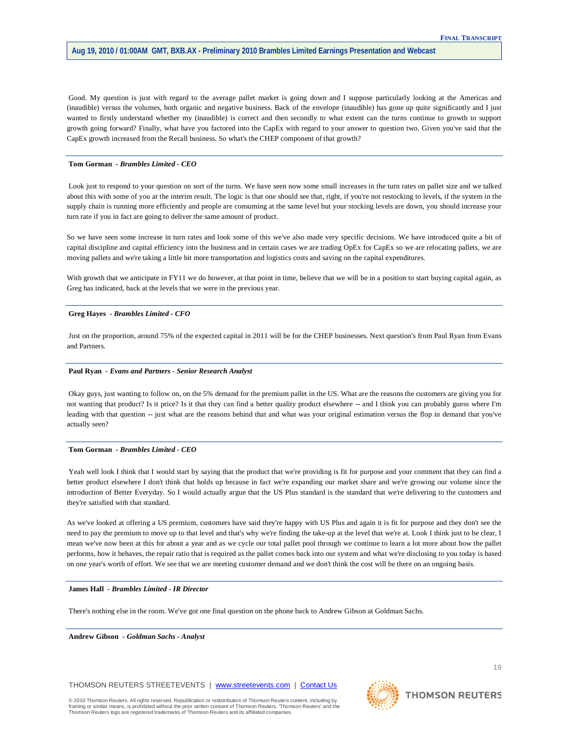Good. My question is just with regard to the average pallet market is going down and I suppose particularly looking at the Americas and (inaudible) versus the volumes, both organic and negative business. Back of the envelope (inaudible) has gone up quite significantly and I just wanted to firstly understand whether my (inaudible) is correct and then secondly to what extent can the turns continue to growth to support growth going forward? Finally, what have you factored into the CapEx with regard to your answer to question two. Given you've said that the CapEx growth increased from the Recall business. So what's the CHEP component of that growth?

**Tom Gorman** - *Brambles Limited - CEO*

Look just to respond to your question on sort of the turns. We have seen now some small increases in the turn rates on pallet size and we talked about this with some of you at the interim result. The logic is that one should see that, right, if you're not restocking to levels, if the system in the supply chain is running more efficiently and people are consuming at the same level but your stocking levels are down, you should increase your turn rate if you in fact are going to deliver the same amount of product.

So we have seen some increase in turn rates and look some of this we've also made very specific decisions. We have introduced quite a bit of capital discipline and capital efficiency into the business and in certain cases we are trading OpEx for CapEx so we are relocating pallets, we are moving pallets and we're taking a little bit more transportation and logistics costs and saving on the capital expenditures.

With growth that we anticipate in FY11 we do however, at that point in time, believe that we will be in a position to start buying capital again, as Greg has indicated, back at the levels that we were in the previous year.

**Greg Hayes** - *Brambles Limited - CFO*

Just on the proportion, around 75% of the expected capital in 2011 will be for the CHEP businesses. Next question's from Paul Ryan from Evans and Partners.

**Paul Ryan** - *Evans and Partners - Senior Research Analyst*

Okay guys, just wanting to follow on, on the 5% demand for the premium pallet in the US. What are the reasons the customers are giving you for not wanting that product? Is it price? Is it that they can find a better quality product elsewhere -- and I think you can probably guess where I'm leading with that question -- just what are the reasons behind that and what was your original estimation versus the flop in demand that you've actually seen?

**Tom Gorman** - *Brambles Limited - CEO*

Yeah well look I think that I would start by saying that the product that we're providing is fit for purpose and your comment that they can find a better product elsewhere I don't think that holds up because in fact we're expanding our market share and we're growing our volume since the introduction of Better Everyday. So I would actually argue that the US Plus standard is the standard that we're delivering to the customers and they're satisfied with that standard.

As we've looked at offering a US premium, customers have said they're happy with US Plus and again it is fit for purpose and they don't see the need to pay the premium to move up to that level and that's why we're finding the take-up at the level that we're at. Look I think just to be clear, I mean we've now been at this for about a year and as we cycle our total pallet pool through we continue to learn a lot more about how the pallet performs, how it behaves, the repair ratio that is required as the pallet comes back into our system and what we're disclosing to you today is based on one year's worth of effort. We see that we are meeting customer demand and we don't think the cost will be there on an ongoing basis.

**James Hall** - *Brambles Limited - IR Director*

There's nothing else in the room. We've got one final question on the phone back to Andrew Gibson at Goldman Sachs.

**Andrew Gibson** - *Goldman Sachs - Analyst*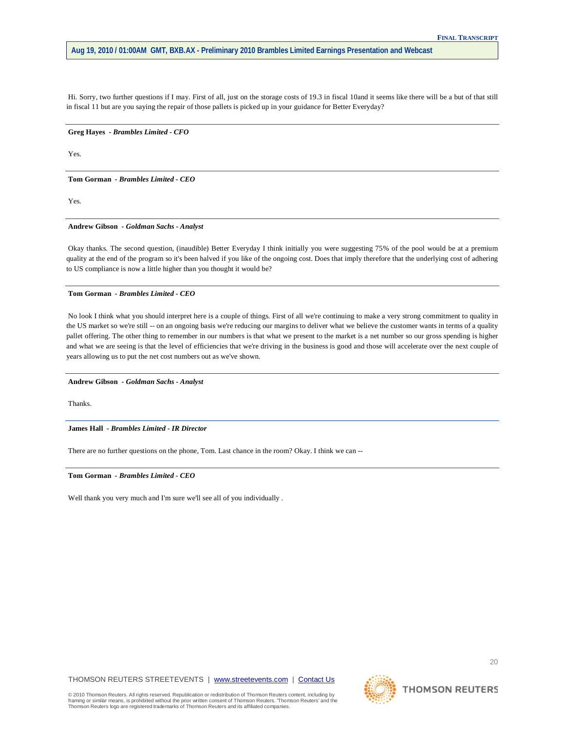Hi. Sorry, two further questions if I may. First of all, just on the storage costs of 19.3 in fiscal 10and it seems like there will be a but of that still in fiscal 11 but are you saying the repair of those pallets is picked up in your guidance for Better Everyday?

**Greg Hayes** - ***Brambles Limited - CFO***

Yes.

**Tom Gorman** - ***Brambles Limited - CEO***

Yes.

**Andrew Gibson** - ***Goldman Sachs - Analyst***

Okay thanks. The second question, (inaudible) Better Everyday I think initially you were suggesting 75% of the pool would be at a premium quality at the end of the program so it's been halved if you like of the ongoing cost. Does that imply therefore that the underlying cost of adhering to US compliance is now a little higher than you thought it would be?

**Tom Gorman** - ***Brambles Limited - CEO***

No look I think what you should interpret here is a couple of things. First of all we're continuing to make a very strong commitment to quality in the US market so we're still -- on an ongoing basis we're reducing our margins to deliver what we believe the customer wants in terms of a quality pallet offering. The other thing to remember in our numbers is that what we present to the market is a net number so our gross spending is higher and what we are seeing is that the level of efficiencies that we're driving in the business is good and those will accelerate over the next couple of years allowing us to put the net cost numbers out as we've shown.

**Andrew Gibson** - ***Goldman Sachs - Analyst***

Thanks.

**James Hall** - ***Brambles Limited - IR Director***

There are no further questions on the phone, Tom. Last chance in the room? Okay. I think we can --

**Tom Gorman** - ***Brambles Limited - CEO***

Well thank you very much and I'm sure we'll see all of you individually .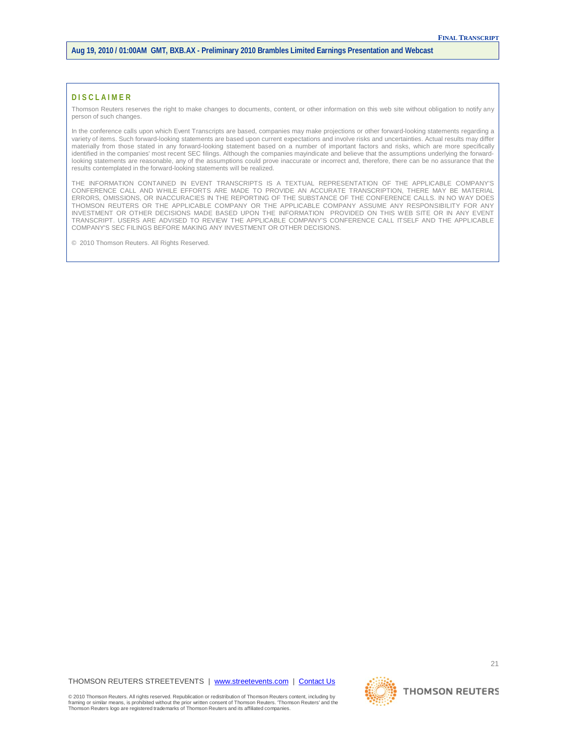## DISCLAIMER

Thomson Reuters reserves the right to make changes to documents, content, or other information on this web site without obligation to notify any person of such changes.

In the conference calls upon which Event Transcripts are based, companies may make projections or other forward-looking statements regarding a variety of items. Such forward-looking statements are based upon current expectations and involve risks and uncertainties. Actual results may differ materially from those stated in any forward-looking statement based on a number of important factors and risks, which are more specifically identified in the companies' most recent SEC filings. Although the companies mayindicate and believe that the assumptions underlying the forward-looking statements are reasonable, any of the assumptions could prove inaccurate or incorrect and, therefore, there can be no assurance that the results contemplated in the forward-looking statements will be realized.

THE INFORMATION CONTAINED IN EVENT TRANSCRIPTS IS A TEXTUAL REPRESENTATION OF THE APPLICABLE COMPANY'S CONFERENCE CALL AND WHILE EFFORTS ARE MADE TO PROVIDE AN ACCURATE TRANSCRIPTION, THERE MAY BE MATERIAL ERRORS, OMISSIONS, OR INACCURACIES IN THE REPORTING OF THE SUBSTANCE OF THE CONFERENCE CALLS. IN NO WAY DOES THOMSON REUTERS OR THE APPLICABLE COMPANY OR THE APPLICABLE COMPANY ASSUME ANY RESPONSIBILITY FOR ANY INVESTMENT OR OTHER DECISIONS MADE BASED UPON THE INFORMATION PROVIDED ON THIS WEB SITE OR IN ANY EVENT TRANSCRIPT. USERS ARE ADVISED TO REVIEW THE APPLICABLE COMPANY'S CONFERENCE CALL ITSELF AND THE APPLICABLE COMPANY'S SEC FILINGS BEFORE MAKING ANY INVESTMENT OR OTHER DECISIONS.

© 2010 Thomson Reuters. All Rights Reserved.